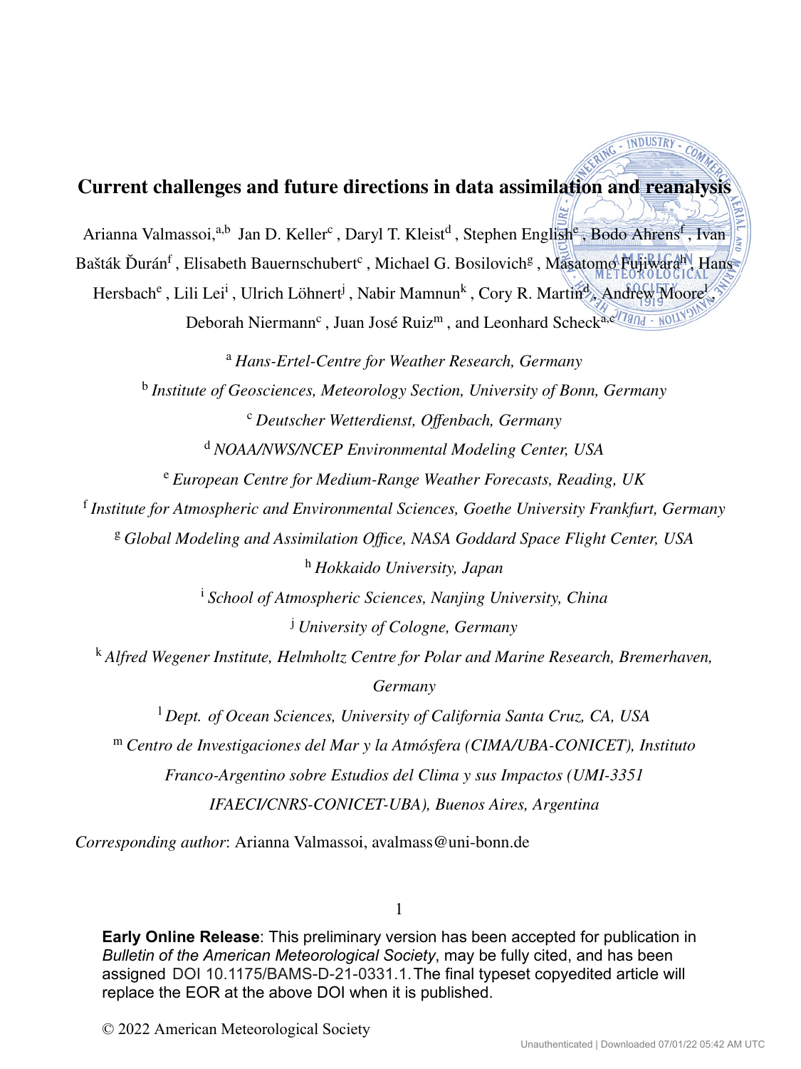# Current challenges and future directions in data assimilation and reanalysis

Arianna Valmassoi,[a,b] Jan D. Keller[c], Daryl T. Kleist[d], Stephen English[e], Bodo Ahrens[f], Ivan Bašták Ďurán[f], Elisabeth Bauernschubert[c], Michael G. Bosilovich[g], Masatomo Fujiwara[h], Hans Hersbach[e], Lili Lei[i], Ulrich Löhnert[j], Nabir Mamnun[k], Cory R. Martin[d], Andrew Moore[l], Deborah Niermann[c], Juan José Ruiz[m], and Leonhard Scheck[a,c]

[a] *Hans-Ertel-Centre for Weather Research, Germany*

[b] *Institute of Geosciences, Meteorology Section, University of Bonn, Germany*

[c] *Deutscher Wetterdienst, Offenbach, Germany*

[d] *NOAA/NWS/NCEP Environmental Modeling Center, USA*

[e] *European Centre for Medium-Range Weather Forecasts, Reading, UK*

[f] *Institute for Atmospheric and Environmental Sciences, Goethe University Frankfurt, Germany*

[g] *Global Modeling and Assimilation Office, NASA Goddard Space Flight Center, USA*

[h] *Hokkaido University, Japan*

[i] *School of Atmospheric Sciences, Nanjing University, China*

[j] *University of Cologne, Germany*

[k] *Alfred Wegener Institute, Helmholtz Centre for Polar and Marine Research, Bremerhaven, Germany*

[l] *Dept. of Ocean Sciences, University of California Santa Cruz, CA, USA*

[m] *Centro de Investigaciones del Mar y la Atmósfera (CIMA/UBA-CONICET), Instituto Franco-Argentino sobre Estudios del Clima y sus Impactos (UMI-3351 IFAECI/CNRS-CONICET-UBA), Buenos Aires, Argentina*

*Corresponding author*: Arianna Valmassoi, avalmass@uni-bonn.de

**Early Online Release**: This preliminary version has been accepted for publication in *Bulletin of the American Meteorological Society*, may be fully cited, and has been assigned DOI 10.1175/BAMS-D-21-0331.1. The final typeset copyedited article will replace the EOR at the above DOI when it is published.

© 2022 American Meteorological Society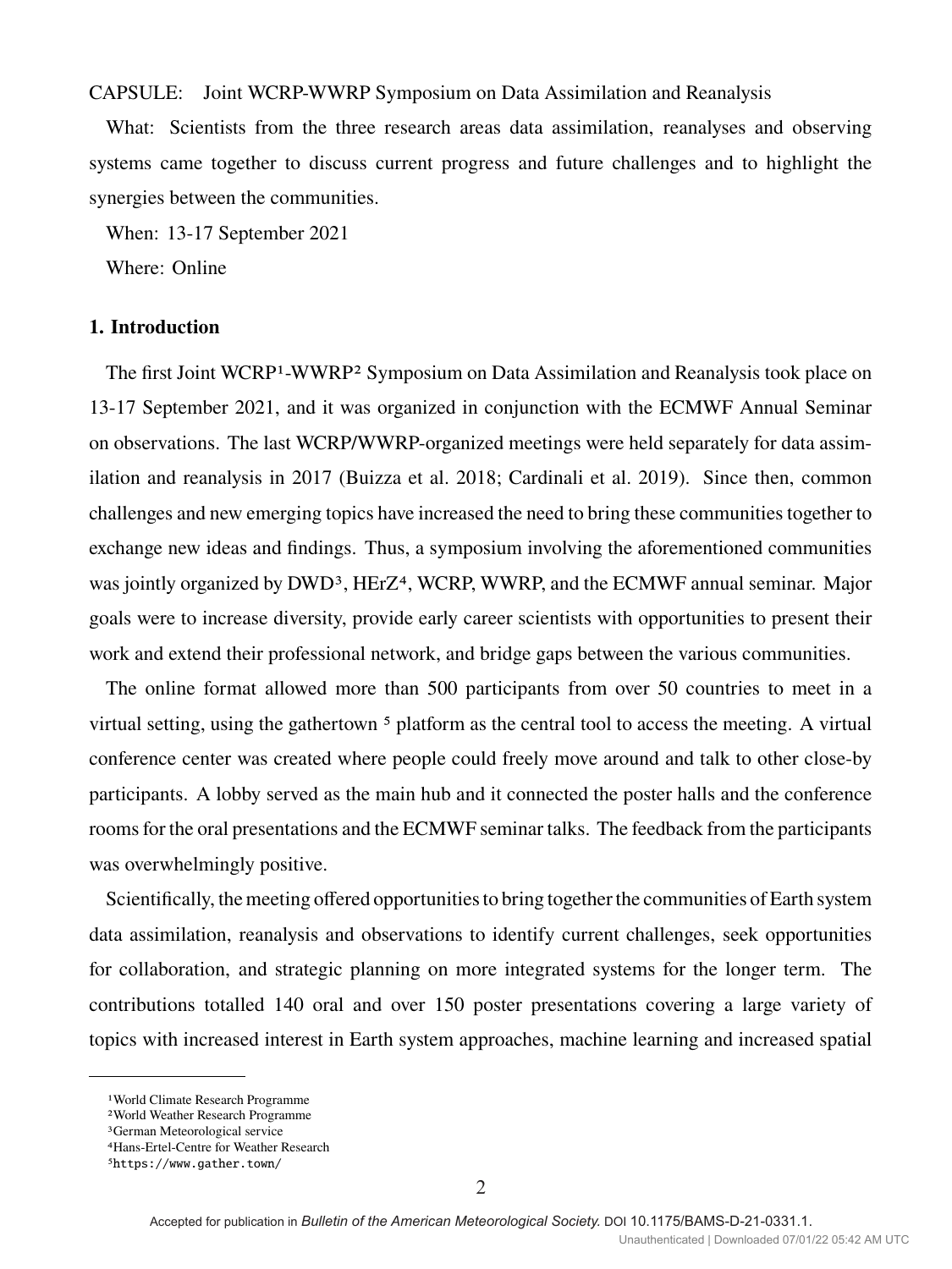CAPSULE: Joint WCRP-WWRP Symposium on Data Assimilation and Reanalysis

What: Scientists from the three research areas data assimilation, reanalyses and observing systems came together to discuss current progress and future challenges and to highlight the synergies between the communities.

When: 13-17 September 2021

Where: Online

## 1. Introduction

The first Joint WCRP[1]-WWRP[2] Symposium on Data Assimilation and Reanalysis took place on 13-17 September 2021, and it was organized in conjunction with the ECMWF Annual Seminar on observations. The last WCRP/WWRP-organized meetings were held separately for data assimilation and reanalysis in 2017 (Buizza et al. 2018; Cardinali et al. 2019). Since then, common challenges and new emerging topics have increased the need to bring these communities together to exchange new ideas and findings. Thus, a symposium involving the aforementioned communities was jointly organized by DWD[3], HErZ[4], WCRP, WWRP, and the ECMWF annual seminar. Major goals were to increase diversity, provide early career scientists with opportunities to present their work and extend their professional network, and bridge gaps between the various communities.

The online format allowed more than 500 participants from over 50 countries to meet in a virtual setting, using the gathertown [5] platform as the central tool to access the meeting. A virtual conference center was created where people could freely move around and talk to other close-by participants. A lobby served as the main hub and it connected the poster halls and the conference rooms for the oral presentations and the ECMWF seminar talks. The feedback from the participants was overwhelmingly positive.

Scientifically, the meeting offered opportunities to bring together the communities of Earth system data assimilation, reanalysis and observations to identify current challenges, seek opportunities for collaboration, and strategic planning on more integrated systems for the longer term. The contributions totalled 140 oral and over 150 poster presentations covering a large variety of topics with increased interest in Earth system approaches, machine learning and increased spatial

[1]World Climate Research Programme
[2]World Weather Research Programme
[3]German Meteorological service
[4]Hans-Ertel-Centre for Weather Research
[5]https://www.gather.town/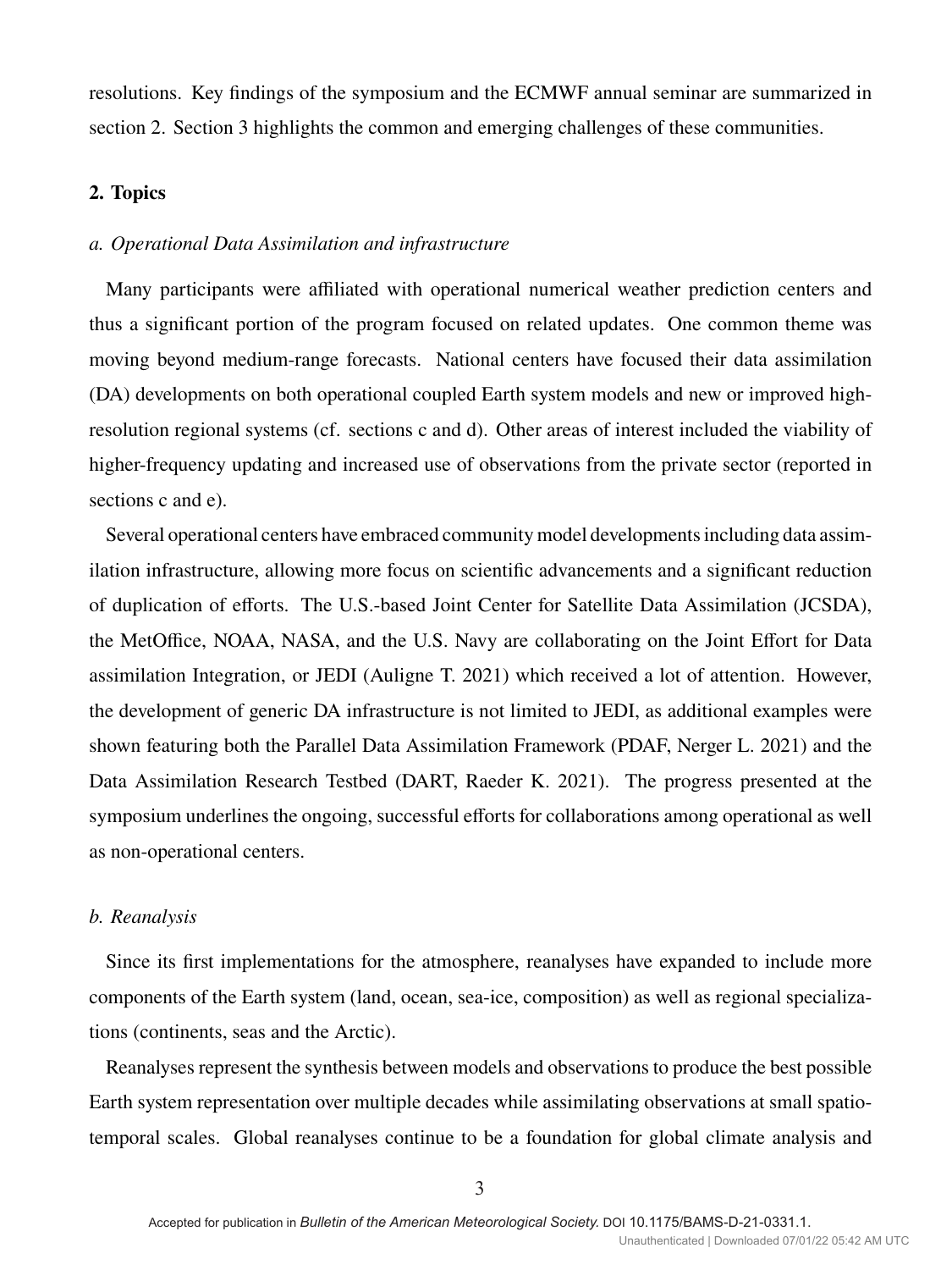resolutions. Key findings of the symposium and the ECMWF annual seminar are summarized in section 2. Section 3 highlights the common and emerging challenges of these communities.

## 2. Topics

### *a. Operational Data Assimilation and infrastructure*

Many participants were affiliated with operational numerical weather prediction centers and thus a significant portion of the program focused on related updates. One common theme was moving beyond medium-range forecasts. National centers have focused their data assimilation (DA) developments on both operational coupled Earth system models and new or improved high-resolution regional systems (cf. sections c and d). Other areas of interest included the viability of higher-frequency updating and increased use of observations from the private sector (reported in sections c and e).

Several operational centers have embraced community model developments including data assimilation infrastructure, allowing more focus on scientific advancements and a significant reduction of duplication of efforts. The U.S.-based Joint Center for Satellite Data Assimilation (JCSDA), the MetOffice, NOAA, NASA, and the U.S. Navy are collaborating on the Joint Effort for Data assimilation Integration, or JEDI (Auligne T. 2021) which received a lot of attention. However, the development of generic DA infrastructure is not limited to JEDI, as additional examples were shown featuring both the Parallel Data Assimilation Framework (PDAF, Nerger L. 2021) and the Data Assimilation Research Testbed (DART, Raeder K. 2021). The progress presented at the symposium underlines the ongoing, successful efforts for collaborations among operational as well as non-operational centers.

### *b. Reanalysis*

Since its first implementations for the atmosphere, reanalyses have expanded to include more components of the Earth system (land, ocean, sea-ice, composition) as well as regional specializations (continents, seas and the Arctic).

Reanalyses represent the synthesis between models and observations to produce the best possible Earth system representation over multiple decades while assimilating observations at small spatio-temporal scales. Global reanalyses continue to be a foundation for global climate analysis and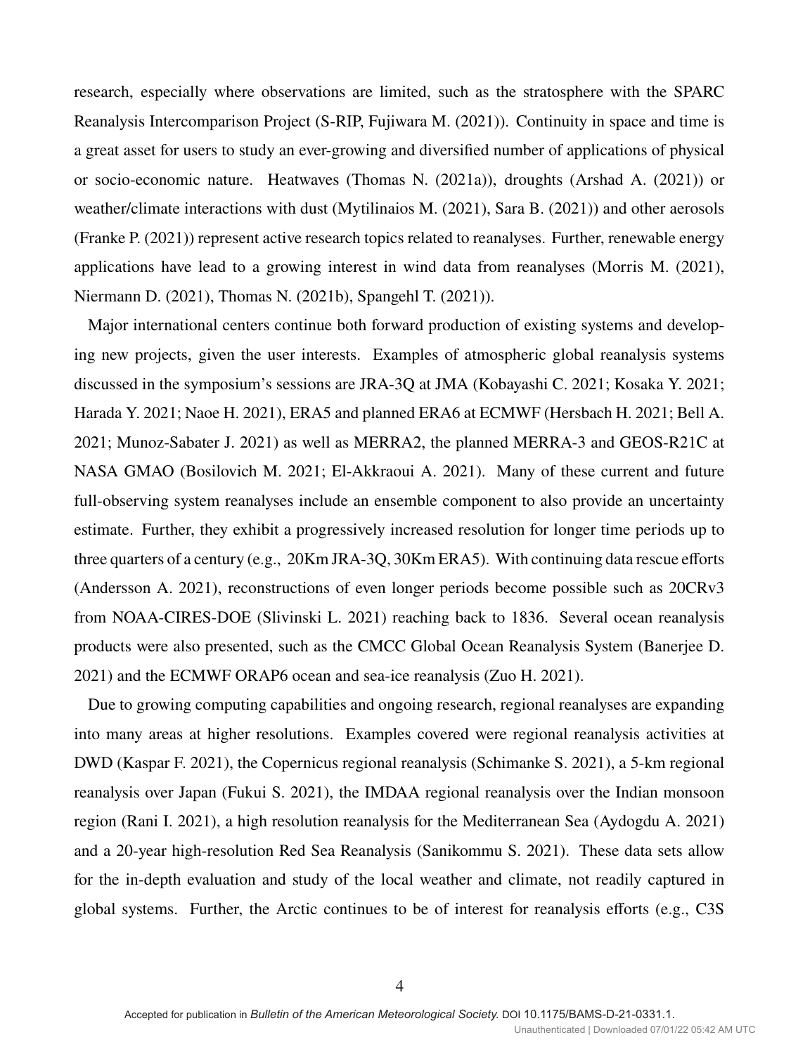research, especially where observations are limited, such as the stratosphere with the SPARC Reanalysis Intercomparison Project (S-RIP, Fujiwara M. (2021)). Continuity in space and time is a great asset for users to study an ever-growing and diversified number of applications of physical or socio-economic nature. Heatwaves (Thomas N. (2021a)), droughts (Arshad A. (2021)) or weather/climate interactions with dust (Mytilinaios M. (2021), Sara B. (2021)) and other aerosols (Franke P. (2021)) represent active research topics related to reanalyses. Further, renewable energy applications have lead to a growing interest in wind data from reanalyses (Morris M. (2021), Niermann D. (2021), Thomas N. (2021b), Spangehl T. (2021)).

Major international centers continue both forward production of existing systems and developing new projects, given the user interests. Examples of atmospheric global reanalysis systems discussed in the symposium's sessions are JRA-3Q at JMA (Kobayashi C. 2021; Kosaka Y. 2021; Harada Y. 2021; Naoe H. 2021), ERA5 and planned ERA6 at ECMWF (Hersbach H. 2021; Bell A. 2021; Munoz-Sabater J. 2021) as well as MERRA2, the planned MERRA-3 and GEOS-R21C at NASA GMAO (Bosilovich M. 2021; El-Akkraoui A. 2021). Many of these current and future full-observing system reanalyses include an ensemble component to also provide an uncertainty estimate. Further, they exhibit a progressively increased resolution for longer time periods up to three quarters of a century (e.g., 20Km JRA-3Q, 30Km ERA5). With continuing data rescue efforts (Andersson A. 2021), reconstructions of even longer periods become possible such as 20CRv3 from NOAA-CIRES-DOE (Slivinski L. 2021) reaching back to 1836. Several ocean reanalysis products were also presented, such as the CMCC Global Ocean Reanalysis System (Banerjee D. 2021) and the ECMWF ORAP6 ocean and sea-ice reanalysis (Zuo H. 2021).

Due to growing computing capabilities and ongoing research, regional reanalyses are expanding into many areas at higher resolutions. Examples covered were regional reanalysis activities at DWD (Kaspar F. 2021), the Copernicus regional reanalysis (Schimanke S. 2021), a 5-km regional reanalysis over Japan (Fukui S. 2021), the IMDAA regional reanalysis over the Indian monsoon region (Rani I. 2021), a high resolution reanalysis for the Mediterranean Sea (Aydogdu A. 2021) and a 20-year high-resolution Red Sea Reanalysis (Sanikommu S. 2021). These data sets allow for the in-depth evaluation and study of the local weather and climate, not readily captured in global systems. Further, the Arctic continues to be of interest for reanalysis efforts (e.g., C3S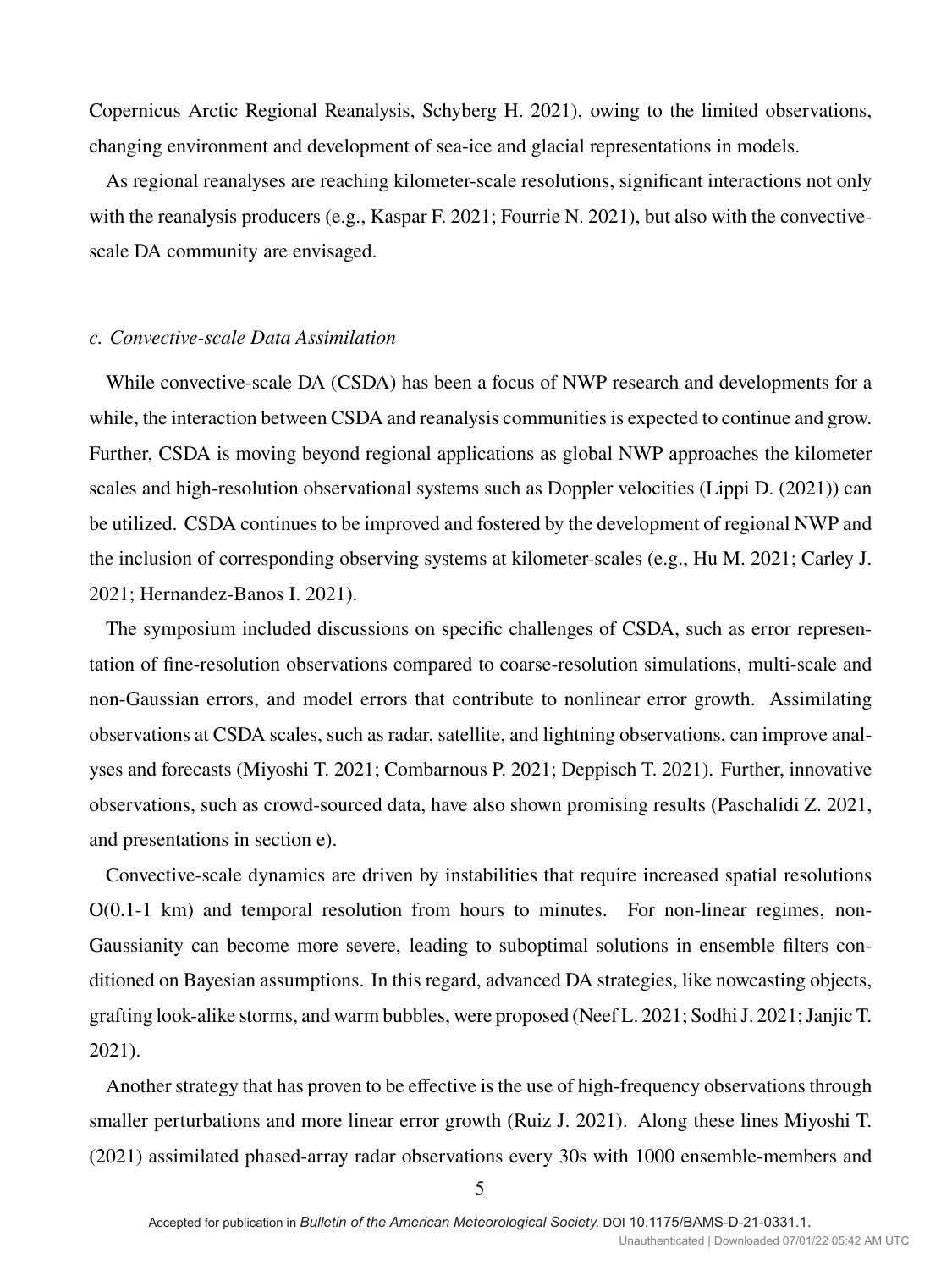Copernicus Arctic Regional Reanalysis, Schyberg H. 2021), owing to the limited observations, changing environment and development of sea-ice and glacial representations in models.

As regional reanalyses are reaching kilometer-scale resolutions, significant interactions not only with the reanalysis producers (e.g., Kaspar F. 2021; Fourrie N. 2021), but also with the convective-scale DA community are envisaged.

### *c. Convective-scale Data Assimilation*

While convective-scale DA (CSDA) has been a focus of NWP research and developments for a while, the interaction between CSDA and reanalysis communities is expected to continue and grow. Further, CSDA is moving beyond regional applications as global NWP approaches the kilometer scales and high-resolution observational systems such as Doppler velocities (Lippi D. (2021)) can be utilized. CSDA continues to be improved and fostered by the development of regional NWP and the inclusion of corresponding observing systems at kilometer-scales (e.g., Hu M. 2021; Carley J. 2021; Hernandez-Banos I. 2021).

The symposium included discussions on specific challenges of CSDA, such as error representation of fine-resolution observations compared to coarse-resolution simulations, multi-scale and non-Gaussian errors, and model errors that contribute to nonlinear error growth. Assimilating observations at CSDA scales, such as radar, satellite, and lightning observations, can improve analyses and forecasts (Miyoshi T. 2021; Combarnous P. 2021; Deppisch T. 2021). Further, innovative observations, such as crowd-sourced data, have also shown promising results (Paschalidi Z. 2021, and presentations in section e).

Convective-scale dynamics are driven by instabilities that require increased spatial resolutions O(0.1-1 km) and temporal resolution from hours to minutes. For non-linear regimes, non-Gaussianity can become more severe, leading to suboptimal solutions in ensemble filters conditioned on Bayesian assumptions. In this regard, advanced DA strategies, like nowcasting objects, grafting look-alike storms, and warm bubbles, were proposed (Neef L. 2021; Sodhi J. 2021; Janjic T. 2021).

Another strategy that has proven to be effective is the use of high-frequency observations through smaller perturbations and more linear error growth (Ruiz J. 2021). Along these lines Miyoshi T. (2021) assimilated phased-array radar observations every 30s with 1000 ensemble-members and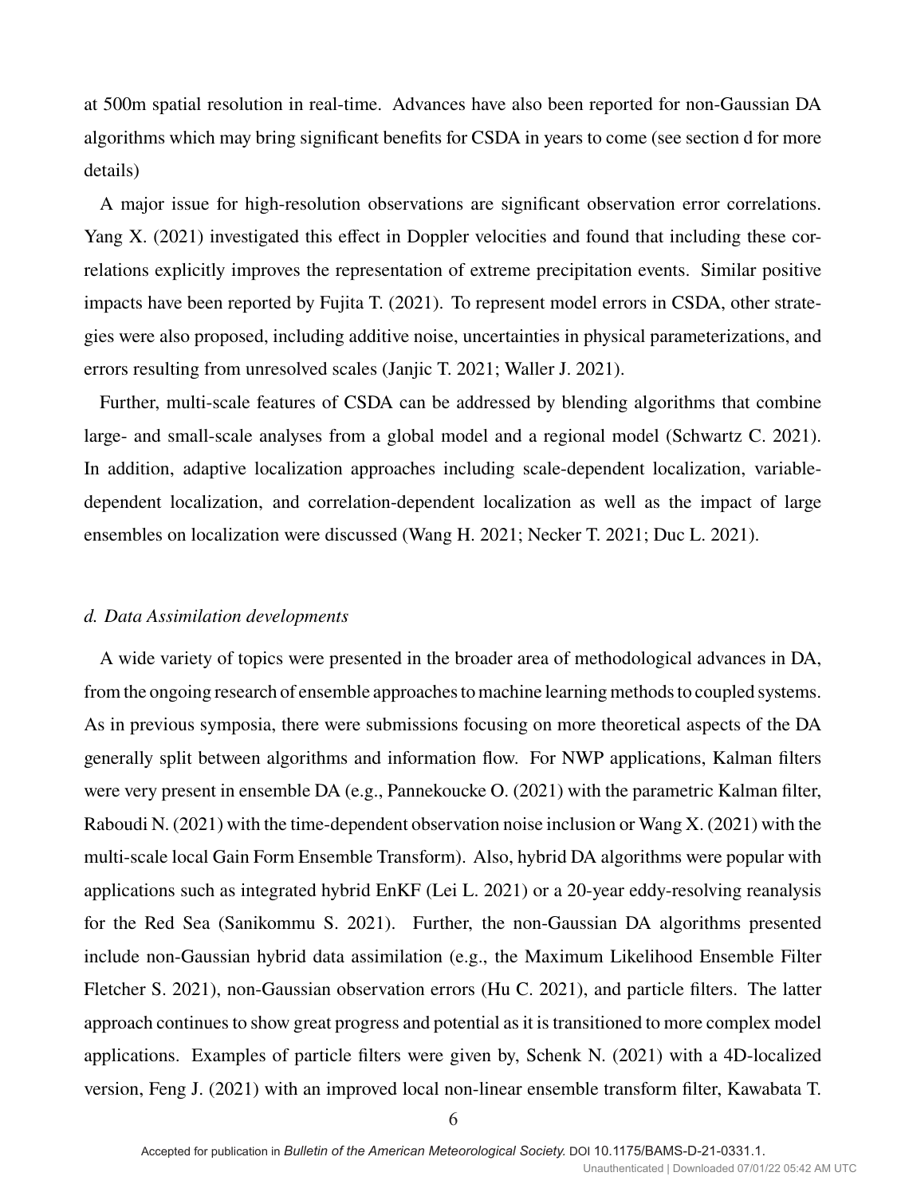at 500m spatial resolution in real-time. Advances have also been reported for non-Gaussian DA algorithms which may bring significant benefits for CSDA in years to come (see section d for more details)

A major issue for high-resolution observations are significant observation error correlations. Yang X. (2021) investigated this effect in Doppler velocities and found that including these correlations explicitly improves the representation of extreme precipitation events. Similar positive impacts have been reported by Fujita T. (2021). To represent model errors in CSDA, other strategies were also proposed, including additive noise, uncertainties in physical parameterizations, and errors resulting from unresolved scales (Janjic T. 2021; Waller J. 2021).

Further, multi-scale features of CSDA can be addressed by blending algorithms that combine large- and small-scale analyses from a global model and a regional model (Schwartz C. 2021). In addition, adaptive localization approaches including scale-dependent localization, variable-dependent localization, and correlation-dependent localization as well as the impact of large ensembles on localization were discussed (Wang H. 2021; Necker T. 2021; Duc L. 2021).

### *d. Data Assimilation developments*

A wide variety of topics were presented in the broader area of methodological advances in DA, from the ongoing research of ensemble approaches to machine learning methods to coupled systems. As in previous symposia, there were submissions focusing on more theoretical aspects of the DA generally split between algorithms and information flow. For NWP applications, Kalman filters were very present in ensemble DA (e.g., Pannekoucke O. (2021) with the parametric Kalman filter, Raboudi N. (2021) with the time-dependent observation noise inclusion or Wang X. (2021) with the multi-scale local Gain Form Ensemble Transform). Also, hybrid DA algorithms were popular with applications such as integrated hybrid EnKF (Lei L. 2021) or a 20-year eddy-resolving reanalysis for the Red Sea (Sanikommu S. 2021). Further, the non-Gaussian DA algorithms presented include non-Gaussian hybrid data assimilation (e.g., the Maximum Likelihood Ensemble Filter Fletcher S. 2021), non-Gaussian observation errors (Hu C. 2021), and particle filters. The latter approach continues to show great progress and potential as it is transitioned to more complex model applications. Examples of particle filters were given by, Schenk N. (2021) with a 4D-localized version, Feng J. (2021) with an improved local non-linear ensemble transform filter, Kawabata T.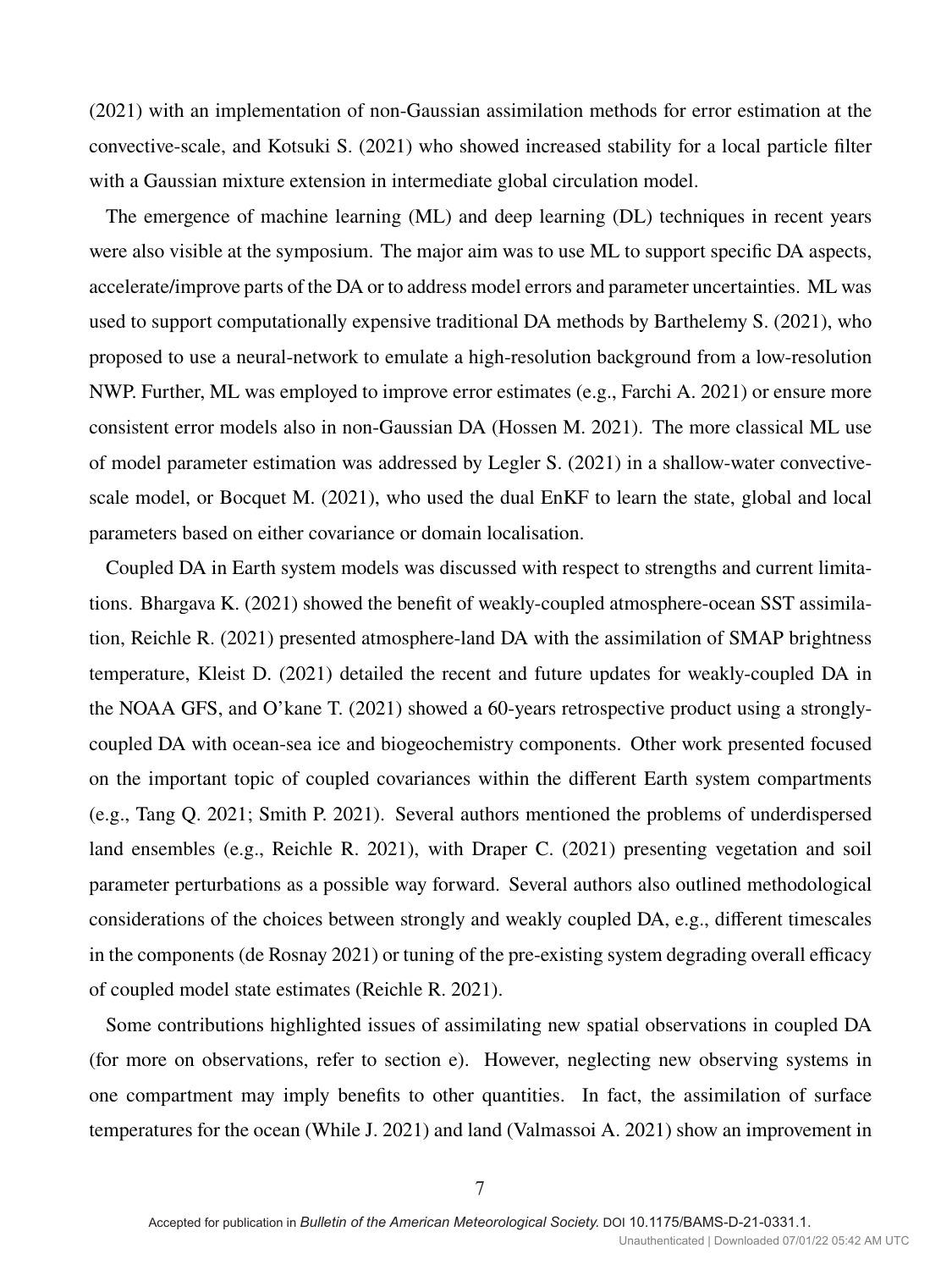(2021) with an implementation of non-Gaussian assimilation methods for error estimation at the convective-scale, and Kotsuki S. (2021) who showed increased stability for a local particle filter with a Gaussian mixture extension in intermediate global circulation model.

The emergence of machine learning (ML) and deep learning (DL) techniques in recent years were also visible at the symposium. The major aim was to use ML to support specific DA aspects, accelerate/improve parts of the DA or to address model errors and parameter uncertainties. ML was used to support computationally expensive traditional DA methods by Barthelemy S. (2021), who proposed to use a neural-network to emulate a high-resolution background from a low-resolution NWP. Further, ML was employed to improve error estimates (e.g., Farchi A. 2021) or ensure more consistent error models also in non-Gaussian DA (Hossen M. 2021). The more classical ML use of model parameter estimation was addressed by Legler S. (2021) in a shallow-water convective-scale model, or Bocquet M. (2021), who used the dual EnKF to learn the state, global and local parameters based on either covariance or domain localisation.

Coupled DA in Earth system models was discussed with respect to strengths and current limitations. Bhargava K. (2021) showed the benefit of weakly-coupled atmosphere-ocean SST assimilation, Reichle R. (2021) presented atmosphere-land DA with the assimilation of SMAP brightness temperature, Kleist D. (2021) detailed the recent and future updates for weakly-coupled DA in the NOAA GFS, and O'kane T. (2021) showed a 60-years retrospective product using a strongly-coupled DA with ocean-sea ice and biogeochemistry components. Other work presented focused on the important topic of coupled covariances within the different Earth system compartments (e.g., Tang Q. 2021; Smith P. 2021). Several authors mentioned the problems of underdispersed land ensembles (e.g., Reichle R. 2021), with Draper C. (2021) presenting vegetation and soil parameter perturbations as a possible way forward. Several authors also outlined methodological considerations of the choices between strongly and weakly coupled DA, e.g., different timescales in the components (de Rosnay 2021) or tuning of the pre-existing system degrading overall efficacy of coupled model state estimates (Reichle R. 2021).

Some contributions highlighted issues of assimilating new spatial observations in coupled DA (for more on observations, refer to section e). However, neglecting new observing systems in one compartment may imply benefits to other quantities. In fact, the assimilation of surface temperatures for the ocean (While J. 2021) and land (Valmassoi A. 2021) show an improvement in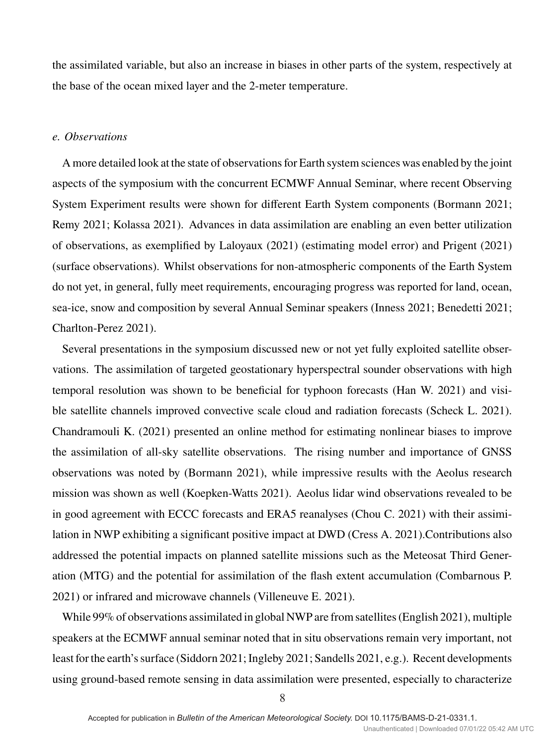the assimilated variable, but also an increase in biases in other parts of the system, respectively at the base of the ocean mixed layer and the 2-meter temperature.

### *e. Observations*

A more detailed look at the state of observations for Earth system sciences was enabled by the joint aspects of the symposium with the concurrent ECMWF Annual Seminar, where recent Observing System Experiment results were shown for different Earth System components (Bormann 2021; Remy 2021; Kolassa 2021). Advances in data assimilation are enabling an even better utilization of observations, as exemplified by Laloyaux (2021) (estimating model error) and Prigent (2021) (surface observations). Whilst observations for non-atmospheric components of the Earth System do not yet, in general, fully meet requirements, encouraging progress was reported for land, ocean, sea-ice, snow and composition by several Annual Seminar speakers (Inness 2021; Benedetti 2021; Charlton-Perez 2021).

Several presentations in the symposium discussed new or not yet fully exploited satellite observations. The assimilation of targeted geostationary hyperspectral sounder observations with high temporal resolution was shown to be beneficial for typhoon forecasts (Han W. 2021) and visible satellite channels improved convective scale cloud and radiation forecasts (Scheck L. 2021). Chandramouli K. (2021) presented an online method for estimating nonlinear biases to improve the assimilation of all-sky satellite observations. The rising number and importance of GNSS observations was noted by (Bormann 2021), while impressive results with the Aeolus research mission was shown as well (Koepken-Watts 2021). Aeolus lidar wind observations revealed to be in good agreement with ECCC forecasts and ERA5 reanalyses (Chou C. 2021) with their assimilation in NWP exhibiting a significant positive impact at DWD (Cress A. 2021).Contributions also addressed the potential impacts on planned satellite missions such as the Meteosat Third Generation (MTG) and the potential for assimilation of the flash extent accumulation (Combarnous P. 2021) or infrared and microwave channels (Villeneuve E. 2021).

While 99% of observations assimilated in global NWP are from satellites (English 2021), multiple speakers at the ECMWF annual seminar noted that in situ observations remain very important, not least for the earth's surface (Siddorn 2021; Ingleby 2021; Sandells 2021, e.g.). Recent developments using ground-based remote sensing in data assimilation were presented, especially to characterize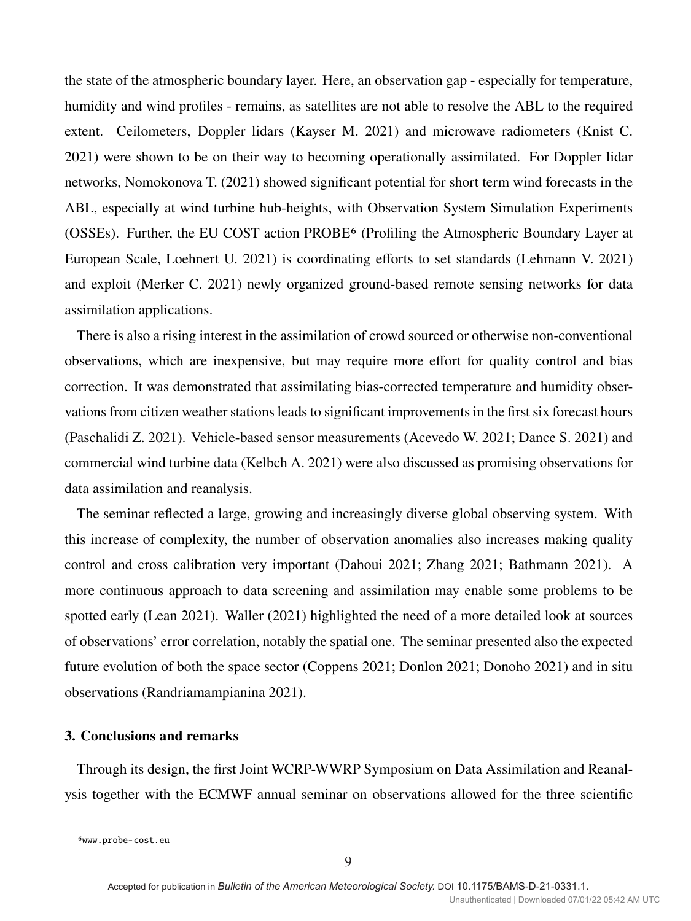the state of the atmospheric boundary layer. Here, an observation gap - especially for temperature, humidity and wind profiles - remains, as satellites are not able to resolve the ABL to the required extent. Ceilometers, Doppler lidars (Kayser M. 2021) and microwave radiometers (Knist C. 2021) were shown to be on their way to becoming operationally assimilated. For Doppler lidar networks, Nomokonova T. (2021) showed significant potential for short term wind forecasts in the ABL, especially at wind turbine hub-heights, with Observation System Simulation Experiments (OSSEs). Further, the EU COST action PROBE[6] (Profiling the Atmospheric Boundary Layer at European Scale, Loehnert U. 2021) is coordinating efforts to set standards (Lehmann V. 2021) and exploit (Merker C. 2021) newly organized ground-based remote sensing networks for data assimilation applications.

There is also a rising interest in the assimilation of crowd sourced or otherwise non-conventional observations, which are inexpensive, but may require more effort for quality control and bias correction. It was demonstrated that assimilating bias-corrected temperature and humidity observations from citizen weather stations leads to significant improvements in the first six forecast hours (Paschalidi Z. 2021). Vehicle-based sensor measurements (Acevedo W. 2021; Dance S. 2021) and commercial wind turbine data (Kelbch A. 2021) were also discussed as promising observations for data assimilation and reanalysis.

The seminar reflected a large, growing and increasingly diverse global observing system. With this increase of complexity, the number of observation anomalies also increases making quality control and cross calibration very important (Dahoui 2021; Zhang 2021; Bathmann 2021). A more continuous approach to data screening and assimilation may enable some problems to be spotted early (Lean 2021). Waller (2021) highlighted the need of a more detailed look at sources of observations' error correlation, notably the spatial one. The seminar presented also the expected future evolution of both the space sector (Coppens 2021; Donlon 2021; Donoho 2021) and in situ observations (Randriamampianina 2021).

## 3. Conclusions and remarks

Through its design, the first Joint WCRP-WWRP Symposium on Data Assimilation and Reanalysis together with the ECMWF annual seminar on observations allowed for the three scientific

[6] www.probe-cost.eu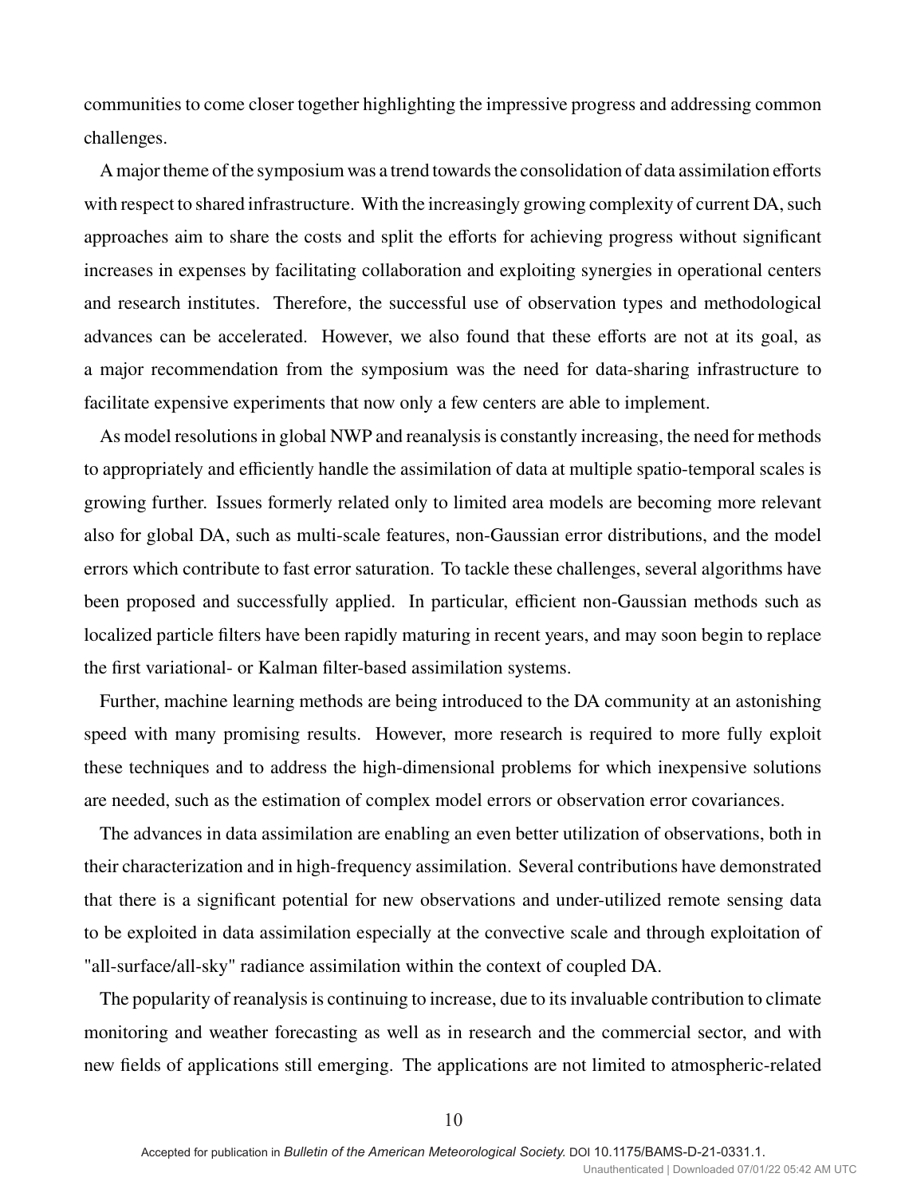communities to come closer together highlighting the impressive progress and addressing common challenges.

A major theme of the symposium was a trend towards the consolidation of data assimilation efforts with respect to shared infrastructure. With the increasingly growing complexity of current DA, such approaches aim to share the costs and split the efforts for achieving progress without significant increases in expenses by facilitating collaboration and exploiting synergies in operational centers and research institutes. Therefore, the successful use of observation types and methodological advances can be accelerated. However, we also found that these efforts are not at its goal, as a major recommendation from the symposium was the need for data-sharing infrastructure to facilitate expensive experiments that now only a few centers are able to implement.

As model resolutions in global NWP and reanalysis is constantly increasing, the need for methods to appropriately and efficiently handle the assimilation of data at multiple spatio-temporal scales is growing further. Issues formerly related only to limited area models are becoming more relevant also for global DA, such as multi-scale features, non-Gaussian error distributions, and the model errors which contribute to fast error saturation. To tackle these challenges, several algorithms have been proposed and successfully applied. In particular, efficient non-Gaussian methods such as localized particle filters have been rapidly maturing in recent years, and may soon begin to replace the first variational- or Kalman filter-based assimilation systems.

Further, machine learning methods are being introduced to the DA community at an astonishing speed with many promising results. However, more research is required to more fully exploit these techniques and to address the high-dimensional problems for which inexpensive solutions are needed, such as the estimation of complex model errors or observation error covariances.

The advances in data assimilation are enabling an even better utilization of observations, both in their characterization and in high-frequency assimilation. Several contributions have demonstrated that there is a significant potential for new observations and under-utilized remote sensing data to be exploited in data assimilation especially at the convective scale and through exploitation of "all-surface/all-sky" radiance assimilation within the context of coupled DA.

The popularity of reanalysis is continuing to increase, due to its invaluable contribution to climate monitoring and weather forecasting as well as in research and the commercial sector, and with new fields of applications still emerging. The applications are not limited to atmospheric-related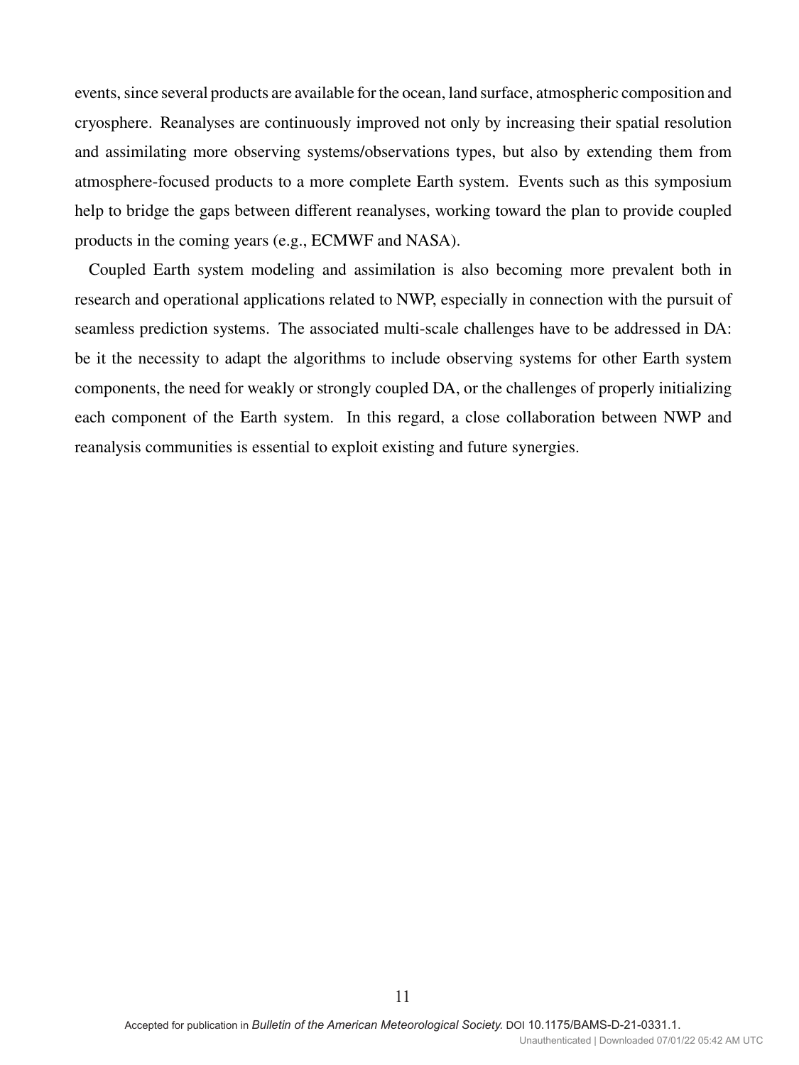events, since several products are available for the ocean, land surface, atmospheric composition and cryosphere. Reanalyses are continuously improved not only by increasing their spatial resolution and assimilating more observing systems/observations types, but also by extending them from atmosphere-focused products to a more complete Earth system. Events such as this symposium help to bridge the gaps between different reanalyses, working toward the plan to provide coupled products in the coming years (e.g., ECMWF and NASA).

Coupled Earth system modeling and assimilation is also becoming more prevalent both in research and operational applications related to NWP, especially in connection with the pursuit of seamless prediction systems. The associated multi-scale challenges have to be addressed in DA: be it the necessity to adapt the algorithms to include observing systems for other Earth system components, the need for weakly or strongly coupled DA, or the challenges of properly initializing each component of the Earth system. In this regard, a close collaboration between NWP and reanalysis communities is essential to exploit existing and future synergies.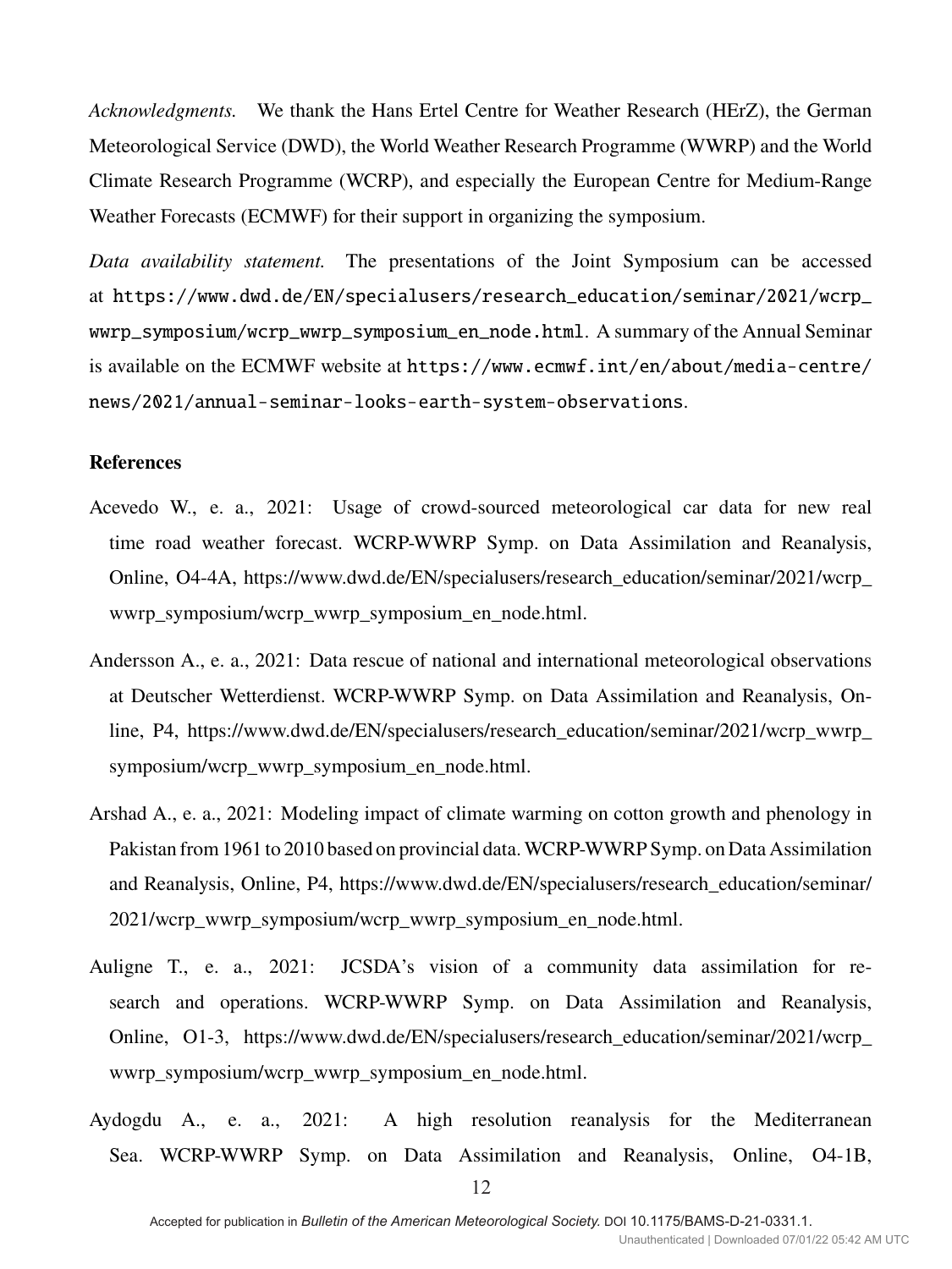*Acknowledgments.* We thank the Hans Ertel Centre for Weather Research (HErZ), the German Meteorological Service (DWD), the World Weather Research Programme (WWRP) and the World Climate Research Programme (WCRP), and especially the European Centre for Medium-Range Weather Forecasts (ECMWF) for their support in organizing the symposium.

*Data availability statement.* The presentations of the Joint Symposium can be accessed at https://www.dwd.de/EN/specialusers/research_education/seminar/2021/wcrp_wwrp_symposium/wcrp_wwrp_symposium_en_node.html. A summary of the Annual Seminar is available on the ECMWF website at https://www.ecmwf.int/en/about/media-centre/news/2021/annual-seminar-looks-earth-system-observations.

## References

Acevedo W., e. a., 2021: Usage of crowd-sourced meteorological car data for new real time road weather forecast. WCRP-WWRP Symp. on Data Assimilation and Reanalysis, Online, O4-4A, https://www.dwd.de/EN/specialusers/research_education/seminar/2021/wcrp_wwrp_symposium/wcrp_wwrp_symposium_en_node.html.

Andersson A., e. a., 2021: Data rescue of national and international meteorological observations at Deutscher Wetterdienst. WCRP-WWRP Symp. on Data Assimilation and Reanalysis, Online, P4, https://www.dwd.de/EN/specialusers/research_education/seminar/2021/wcrp_wwrp_symposium/wcrp_wwrp_symposium_en_node.html.

Arshad A., e. a., 2021: Modeling impact of climate warming on cotton growth and phenology in Pakistan from 1961 to 2010 based on provincial data. WCRP-WWRP Symp. on Data Assimilation and Reanalysis, Online, P4, https://www.dwd.de/EN/specialusers/research_education/seminar/2021/wcrp_wwrp_symposium/wcrp_wwrp_symposium_en_node.html.

Auligne T., e. a., 2021: JCSDA's vision of a community data assimilation for research and operations. WCRP-WWRP Symp. on Data Assimilation and Reanalysis, Online, O1-3, https://www.dwd.de/EN/specialusers/research_education/seminar/2021/wcrp_wwrp_symposium/wcrp_wwrp_symposium_en_node.html.

Aydogdu A., e. a., 2021: A high resolution reanalysis for the Mediterranean Sea. WCRP-WWRP Symp. on Data Assimilation and Reanalysis, Online, O4-1B,

Accepted for publication in *Bulletin of the American Meteorological Society.* DOI 10.1175/BAMS-D-21-0331.1.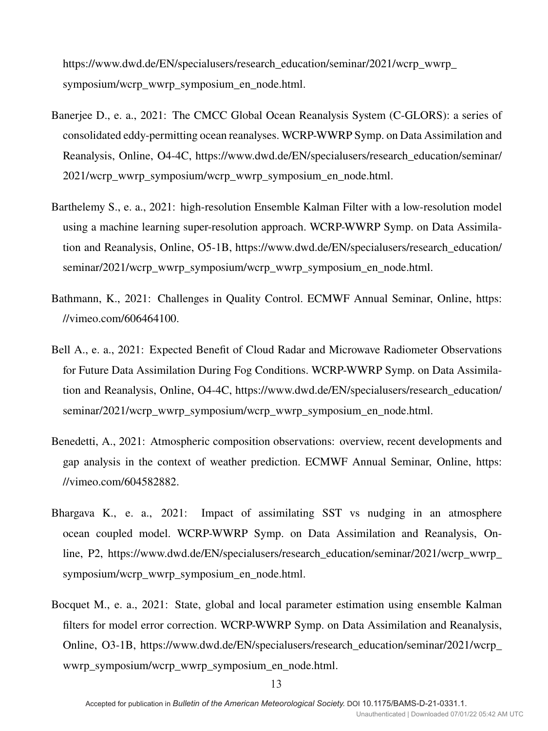https://www.dwd.de/EN/specialusers/research_education/seminar/2021/wcrp_wwrp_symposium/wcrp_wwrp_symposium_en_node.html.

Banerjee D., e. a., 2021: The CMCC Global Ocean Reanalysis System (C-GLORS): a series of consolidated eddy-permitting ocean reanalyses. WCRP-WWRP Symp. on Data Assimilation and Reanalysis, Online, O4-4C, https://www.dwd.de/EN/specialusers/research_education/seminar/2021/wcrp_wwrp_symposium/wcrp_wwrp_symposium_en_node.html.

Barthelemy S., e. a., 2021: high-resolution Ensemble Kalman Filter with a low-resolution model using a machine learning super-resolution approach. WCRP-WWRP Symp. on Data Assimilation and Reanalysis, Online, O5-1B, https://www.dwd.de/EN/specialusers/research_education/seminar/2021/wcrp_wwrp_symposium/wcrp_wwrp_symposium_en_node.html.

Bathmann, K., 2021: Challenges in Quality Control. ECMWF Annual Seminar, Online, https://vimeo.com/606464100.

Bell A., e. a., 2021: Expected Benefit of Cloud Radar and Microwave Radiometer Observations for Future Data Assimilation During Fog Conditions. WCRP-WWRP Symp. on Data Assimilation and Reanalysis, Online, O4-4C, https://www.dwd.de/EN/specialusers/research_education/seminar/2021/wcrp_wwrp_symposium/wcrp_wwrp_symposium_en_node.html.

Benedetti, A., 2021: Atmospheric composition observations: overview, recent developments and gap analysis in the context of weather prediction. ECMWF Annual Seminar, Online, https://vimeo.com/604582882.

Bhargava K., e. a., 2021: Impact of assimilating SST vs nudging in an atmosphere ocean coupled model. WCRP-WWRP Symp. on Data Assimilation and Reanalysis, Online, P2, https://www.dwd.de/EN/specialusers/research_education/seminar/2021/wcrp_wwrp_symposium/wcrp_wwrp_symposium_en_node.html.

Bocquet M., e. a., 2021: State, global and local parameter estimation using ensemble Kalman filters for model error correction. WCRP-WWRP Symp. on Data Assimilation and Reanalysis, Online, O3-1B, https://www.dwd.de/EN/specialusers/research_education/seminar/2021/wcrp_wwrp_symposium/wcrp_wwrp_symposium_en_node.html.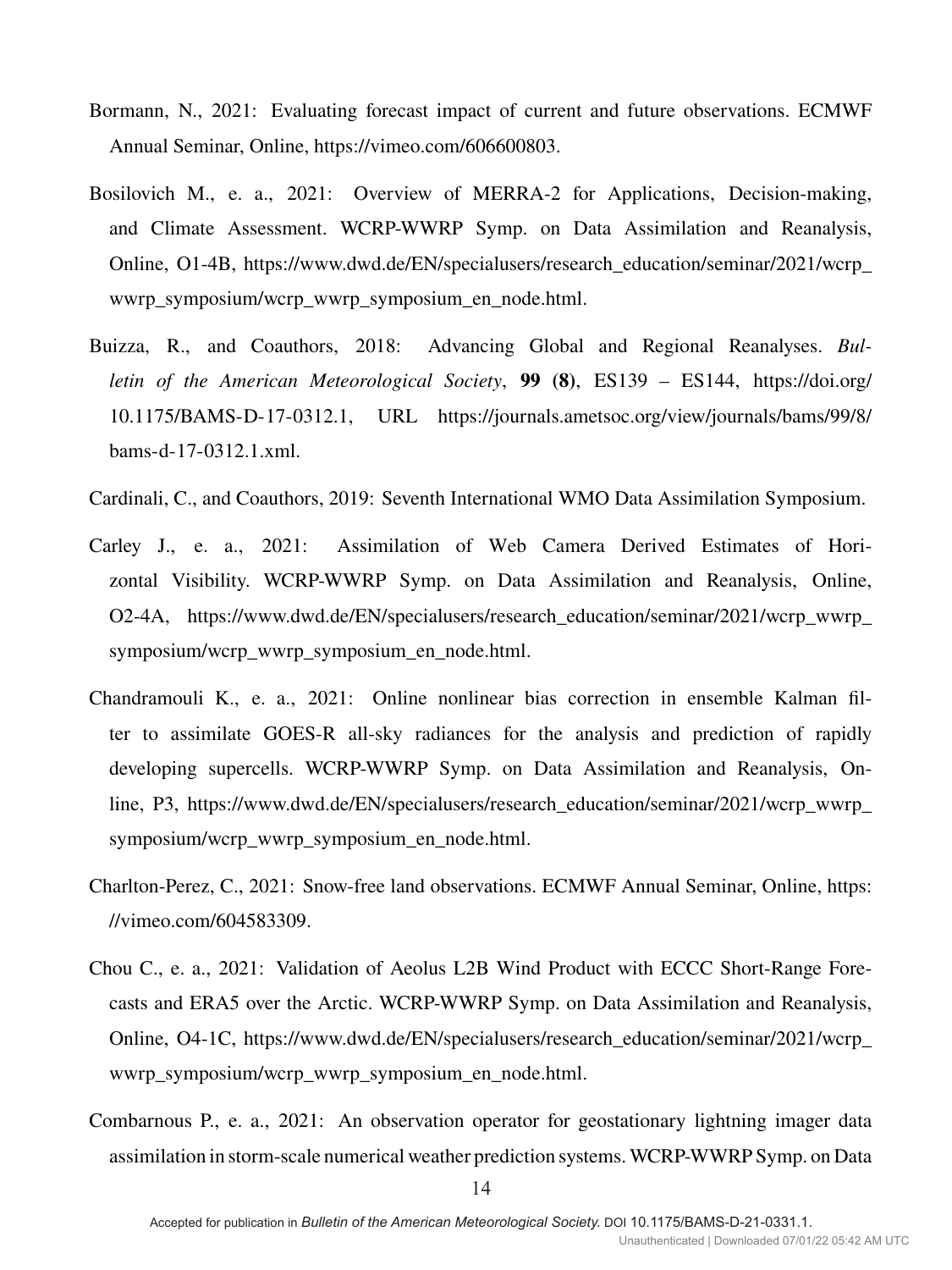Bormann, N., 2021: Evaluating forecast impact of current and future observations. ECMWF Annual Seminar, Online, https://vimeo.com/606600803.

Bosilovich M., e. a., 2021: Overview of MERRA-2 for Applications, Decision-making, and Climate Assessment. WCRP-WWRP Symp. on Data Assimilation and Reanalysis, Online, O1-4B, https://www.dwd.de/EN/specialusers/research_education/seminar/2021/wcrp_wwrp_symposium/wcrp_wwrp_symposium_en_node.html.

Buizza, R., and Coauthors, 2018: Advancing Global and Regional Reanalyses. *Bulletin of the American Meteorological Society*, **99 (8)**, ES139 – ES144, https://doi.org/10.1175/BAMS-D-17-0312.1, URL https://journals.ametsoc.org/view/journals/bams/99/8/bams-d-17-0312.1.xml.

Cardinali, C., and Coauthors, 2019: Seventh International WMO Data Assimilation Symposium.

Carley J., e. a., 2021: Assimilation of Web Camera Derived Estimates of Horizontal Visibility. WCRP-WWRP Symp. on Data Assimilation and Reanalysis, Online, O2-4A, https://www.dwd.de/EN/specialusers/research_education/seminar/2021/wcrp_wwrp_symposium/wcrp_wwrp_symposium_en_node.html.

Chandramouli K., e. a., 2021: Online nonlinear bias correction in ensemble Kalman filter to assimilate GOES-R all-sky radiances for the analysis and prediction of rapidly developing supercells. WCRP-WWRP Symp. on Data Assimilation and Reanalysis, Online, P3, https://www.dwd.de/EN/specialusers/research_education/seminar/2021/wcrp_wwrp_symposium/wcrp_wwrp_symposium_en_node.html.

Charlton-Perez, C., 2021: Snow-free land observations. ECMWF Annual Seminar, Online, https://vimeo.com/604583309.

Chou C., e. a., 2021: Validation of Aeolus L2B Wind Product with ECCC Short-Range Forecasts and ERA5 over the Arctic. WCRP-WWRP Symp. on Data Assimilation and Reanalysis, Online, O4-1C, https://www.dwd.de/EN/specialusers/research_education/seminar/2021/wcrp_wwrp_symposium/wcrp_wwrp_symposium_en_node.html.

Combarnous P., e. a., 2021: An observation operator for geostationary lightning imager data assimilation in storm-scale numerical weather prediction systems. WCRP-WWRP Symp. on Data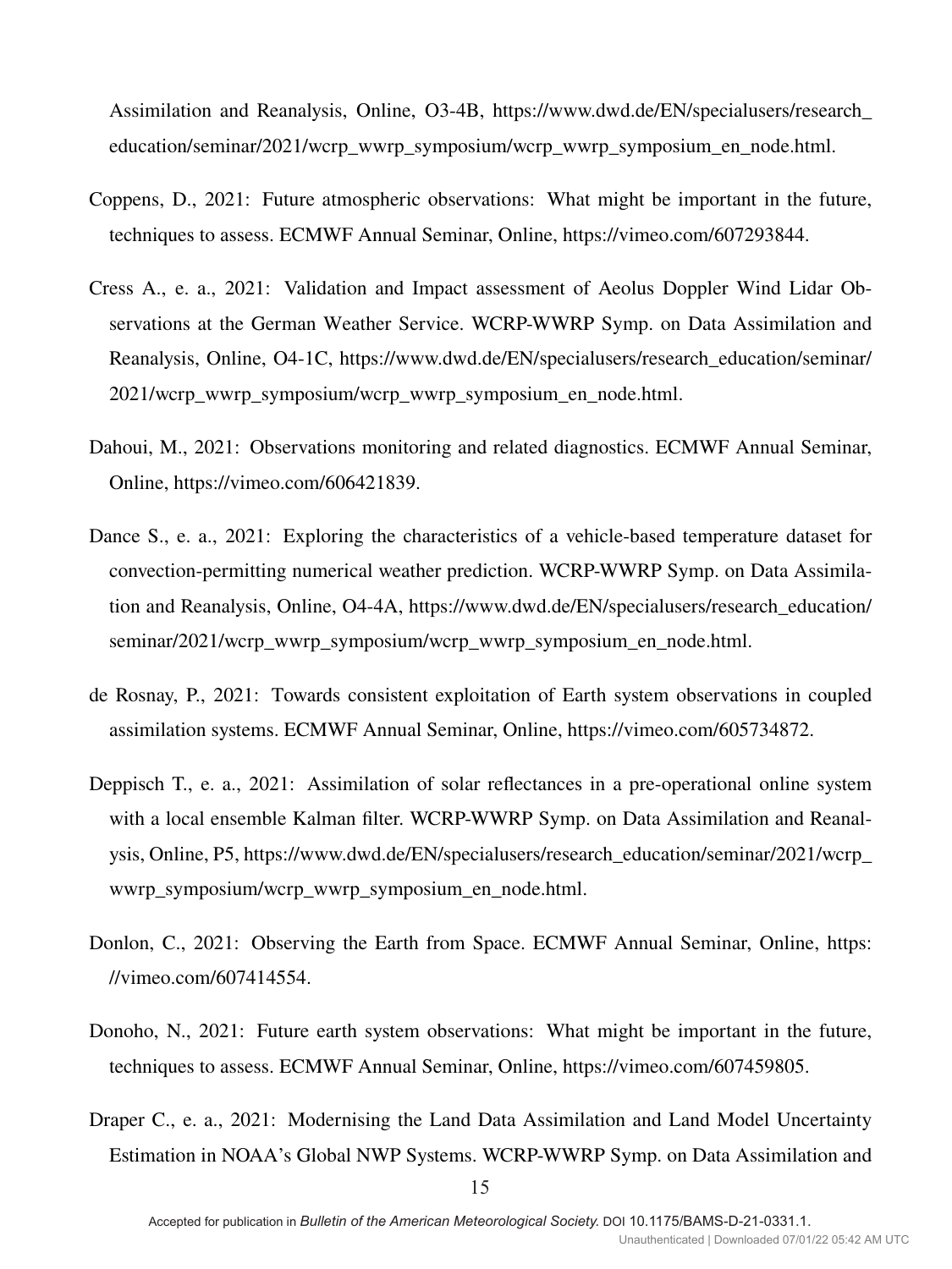Assimilation and Reanalysis, Online, O3-4B, https://www.dwd.de/EN/specialusers/research_education/seminar/2021/wcrp_wwrp_symposium/wcrp_wwrp_symposium_en_node.html.

Coppens, D., 2021: Future atmospheric observations: What might be important in the future, techniques to assess. ECMWF Annual Seminar, Online, https://vimeo.com/607293844.

Cress A., e. a., 2021: Validation and Impact assessment of Aeolus Doppler Wind Lidar Observations at the German Weather Service. WCRP-WWRP Symp. on Data Assimilation and Reanalysis, Online, O4-1C, https://www.dwd.de/EN/specialusers/research_education/seminar/2021/wcrp_wwrp_symposium/wcrp_wwrp_symposium_en_node.html.

Dahoui, M., 2021: Observations monitoring and related diagnostics. ECMWF Annual Seminar, Online, https://vimeo.com/606421839.

Dance S., e. a., 2021: Exploring the characteristics of a vehicle-based temperature dataset for convection-permitting numerical weather prediction. WCRP-WWRP Symp. on Data Assimilation and Reanalysis, Online, O4-4A, https://www.dwd.de/EN/specialusers/research_education/seminar/2021/wcrp_wwrp_symposium/wcrp_wwrp_symposium_en_node.html.

de Rosnay, P., 2021: Towards consistent exploitation of Earth system observations in coupled assimilation systems. ECMWF Annual Seminar, Online, https://vimeo.com/605734872.

Deppisch T., e. a., 2021: Assimilation of solar reflectances in a pre-operational online system with a local ensemble Kalman filter. WCRP-WWRP Symp. on Data Assimilation and Reanalysis, Online, P5, https://www.dwd.de/EN/specialusers/research_education/seminar/2021/wcrp_wwrp_symposium/wcrp_wwrp_symposium_en_node.html.

Donlon, C., 2021: Observing the Earth from Space. ECMWF Annual Seminar, Online, https://vimeo.com/607414554.

Donoho, N., 2021: Future earth system observations: What might be important in the future, techniques to assess. ECMWF Annual Seminar, Online, https://vimeo.com/607459805.

Draper C., e. a., 2021: Modernising the Land Data Assimilation and Land Model Uncertainty Estimation in NOAA's Global NWP Systems. WCRP-WWRP Symp. on Data Assimilation and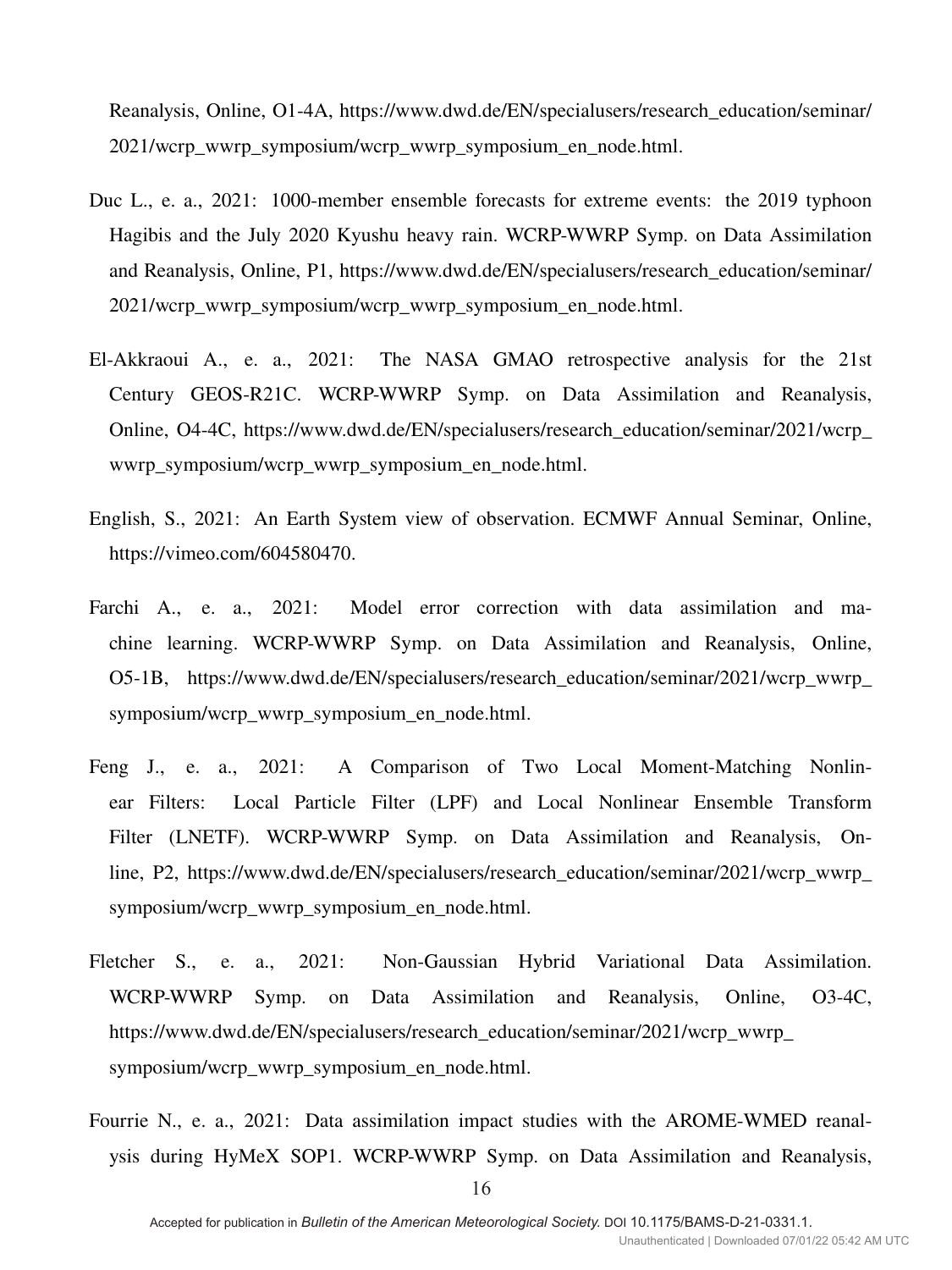Reanalysis, Online, O1-4A, https://www.dwd.de/EN/specialusers/research_education/seminar/2021/wcrp_wwrp_symposium/wcrp_wwrp_symposium_en_node.html.

Duc L., e. a., 2021: 1000-member ensemble forecasts for extreme events: the 2019 typhoon Hagibis and the July 2020 Kyushu heavy rain. WCRP-WWRP Symp. on Data Assimilation and Reanalysis, Online, P1, https://www.dwd.de/EN/specialusers/research_education/seminar/2021/wcrp_wwrp_symposium/wcrp_wwrp_symposium_en_node.html.

El-Akkraoui A., e. a., 2021: The NASA GMAO retrospective analysis for the 21st Century GEOS-R21C. WCRP-WWRP Symp. on Data Assimilation and Reanalysis, Online, O4-4C, https://www.dwd.de/EN/specialusers/research_education/seminar/2021/wcrp_wwrp_symposium/wcrp_wwrp_symposium_en_node.html.

English, S., 2021: An Earth System view of observation. ECMWF Annual Seminar, Online, https://vimeo.com/604580470.

Farchi A., e. a., 2021: Model error correction with data assimilation and machine learning. WCRP-WWRP Symp. on Data Assimilation and Reanalysis, Online, O5-1B, https://www.dwd.de/EN/specialusers/research_education/seminar/2021/wcrp_wwrp_symposium/wcrp_wwrp_symposium_en_node.html.

Feng J., e. a., 2021: A Comparison of Two Local Moment-Matching Nonlinear Filters: Local Particle Filter (LPF) and Local Nonlinear Ensemble Transform Filter (LNETF). WCRP-WWRP Symp. on Data Assimilation and Reanalysis, Online, P2, https://www.dwd.de/EN/specialusers/research_education/seminar/2021/wcrp_wwrp_symposium/wcrp_wwrp_symposium_en_node.html.

Fletcher S., e. a., 2021: Non-Gaussian Hybrid Variational Data Assimilation. WCRP-WWRP Symp. on Data Assimilation and Reanalysis, Online, O3-4C, https://www.dwd.de/EN/specialusers/research_education/seminar/2021/wcrp_wwrp_symposium/wcrp_wwrp_symposium_en_node.html.

Fourrie N., e. a., 2021: Data assimilation impact studies with the AROME-WMED reanalysis during HyMeX SOP1. WCRP-WWRP Symp. on Data Assimilation and Reanalysis,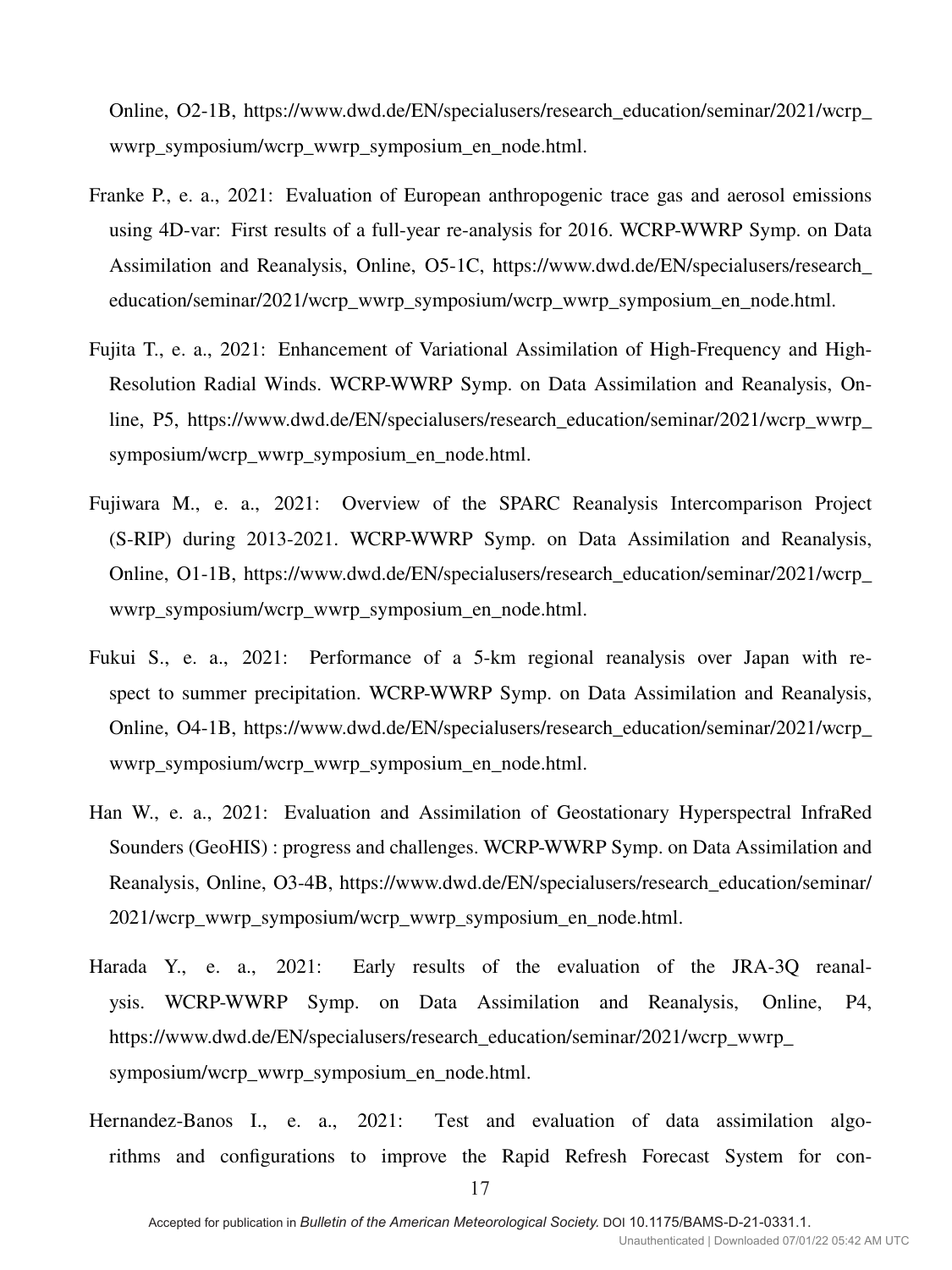Online, O2-1B, https://www.dwd.de/EN/specialusers/research_education/seminar/2021/wcrp_wwrp_symposium/wcrp_wwrp_symposium_en_node.html.

Franke P., e. a., 2021: Evaluation of European anthropogenic trace gas and aerosol emissions using 4D-var: First results of a full-year re-analysis for 2016. WCRP-WWRP Symp. on Data Assimilation and Reanalysis, Online, O5-1C, https://www.dwd.de/EN/specialusers/research_education/seminar/2021/wcrp_wwrp_symposium/wcrp_wwrp_symposium_en_node.html.

Fujita T., e. a., 2021: Enhancement of Variational Assimilation of High-Frequency and High-Resolution Radial Winds. WCRP-WWRP Symp. on Data Assimilation and Reanalysis, Online, P5, https://www.dwd.de/EN/specialusers/research_education/seminar/2021/wcrp_wwrp_symposium/wcrp_wwrp_symposium_en_node.html.

Fujiwara M., e. a., 2021: Overview of the SPARC Reanalysis Intercomparison Project (S-RIP) during 2013-2021. WCRP-WWRP Symp. on Data Assimilation and Reanalysis, Online, O1-1B, https://www.dwd.de/EN/specialusers/research_education/seminar/2021/wcrp_wwrp_symposium/wcrp_wwrp_symposium_en_node.html.

Fukui S., e. a., 2021: Performance of a 5-km regional reanalysis over Japan with respect to summer precipitation. WCRP-WWRP Symp. on Data Assimilation and Reanalysis, Online, O4-1B, https://www.dwd.de/EN/specialusers/research_education/seminar/2021/wcrp_wwrp_symposium/wcrp_wwrp_symposium_en_node.html.

Han W., e. a., 2021: Evaluation and Assimilation of Geostationary Hyperspectral InfraRed Sounders (GeoHIS) : progress and challenges. WCRP-WWRP Symp. on Data Assimilation and Reanalysis, Online, O3-4B, https://www.dwd.de/EN/specialusers/research_education/seminar/2021/wcrp_wwrp_symposium/wcrp_wwrp_symposium_en_node.html.

Harada Y., e. a., 2021: Early results of the evaluation of the JRA-3Q reanalysis. WCRP-WWRP Symp. on Data Assimilation and Reanalysis, Online, P4, https://www.dwd.de/EN/specialusers/research_education/seminar/2021/wcrp_wwrp_symposium/wcrp_wwrp_symposium_en_node.html.

Hernandez-Banos I., e. a., 2021: Test and evaluation of data assimilation algorithms and configurations to improve the Rapid Refresh Forecast System for con-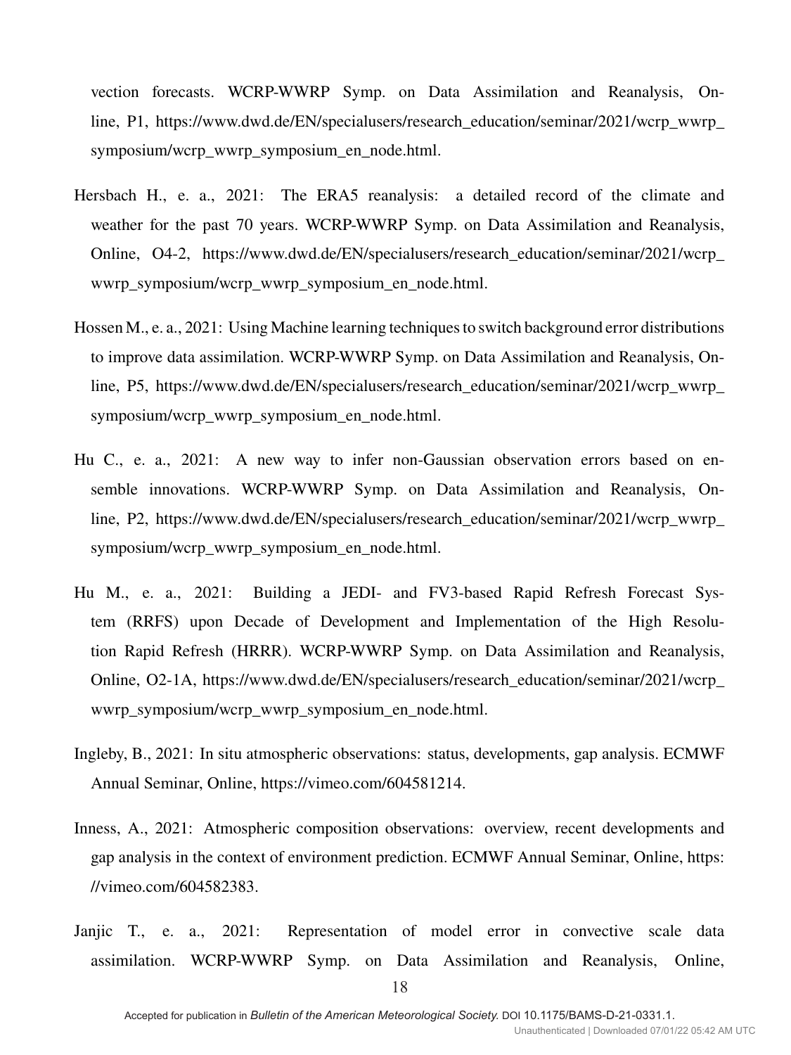vection forecasts. WCRP-WWRP Symp. on Data Assimilation and Reanalysis, Online, P1, https://www.dwd.de/EN/specialusers/research_education/seminar/2021/wcrp_wwrp_symposium/wcrp_wwrp_symposium_en_node.html.

Hersbach H., e. a., 2021: The ERA5 reanalysis: a detailed record of the climate and weather for the past 70 years. WCRP-WWRP Symp. on Data Assimilation and Reanalysis, Online, O4-2, https://www.dwd.de/EN/specialusers/research_education/seminar/2021/wcrp_wwrp_symposium/wcrp_wwrp_symposium_en_node.html.

Hossen M., e. a., 2021: Using Machine learning techniques to switch background error distributions to improve data assimilation. WCRP-WWRP Symp. on Data Assimilation and Reanalysis, Online, P5, https://www.dwd.de/EN/specialusers/research_education/seminar/2021/wcrp_wwrp_symposium/wcrp_wwrp_symposium_en_node.html.

Hu C., e. a., 2021: A new way to infer non-Gaussian observation errors based on ensemble innovations. WCRP-WWRP Symp. on Data Assimilation and Reanalysis, Online, P2, https://www.dwd.de/EN/specialusers/research_education/seminar/2021/wcrp_wwrp_symposium/wcrp_wwrp_symposium_en_node.html.

Hu M., e. a., 2021: Building a JEDI- and FV3-based Rapid Refresh Forecast System (RRFS) upon Decade of Development and Implementation of the High Resolution Rapid Refresh (HRRR). WCRP-WWRP Symp. on Data Assimilation and Reanalysis, Online, O2-1A, https://www.dwd.de/EN/specialusers/research_education/seminar/2021/wcrp_wwrp_symposium/wcrp_wwrp_symposium_en_node.html.

Ingleby, B., 2021: In situ atmospheric observations: status, developments, gap analysis. ECMWF Annual Seminar, Online, https://vimeo.com/604581214.

Inness, A., 2021: Atmospheric composition observations: overview, recent developments and gap analysis in the context of environment prediction. ECMWF Annual Seminar, Online, https://vimeo.com/604582383.

Janjic T., e. a., 2021: Representation of model error in convective scale data assimilation. WCRP-WWRP Symp. on Data Assimilation and Reanalysis, Online,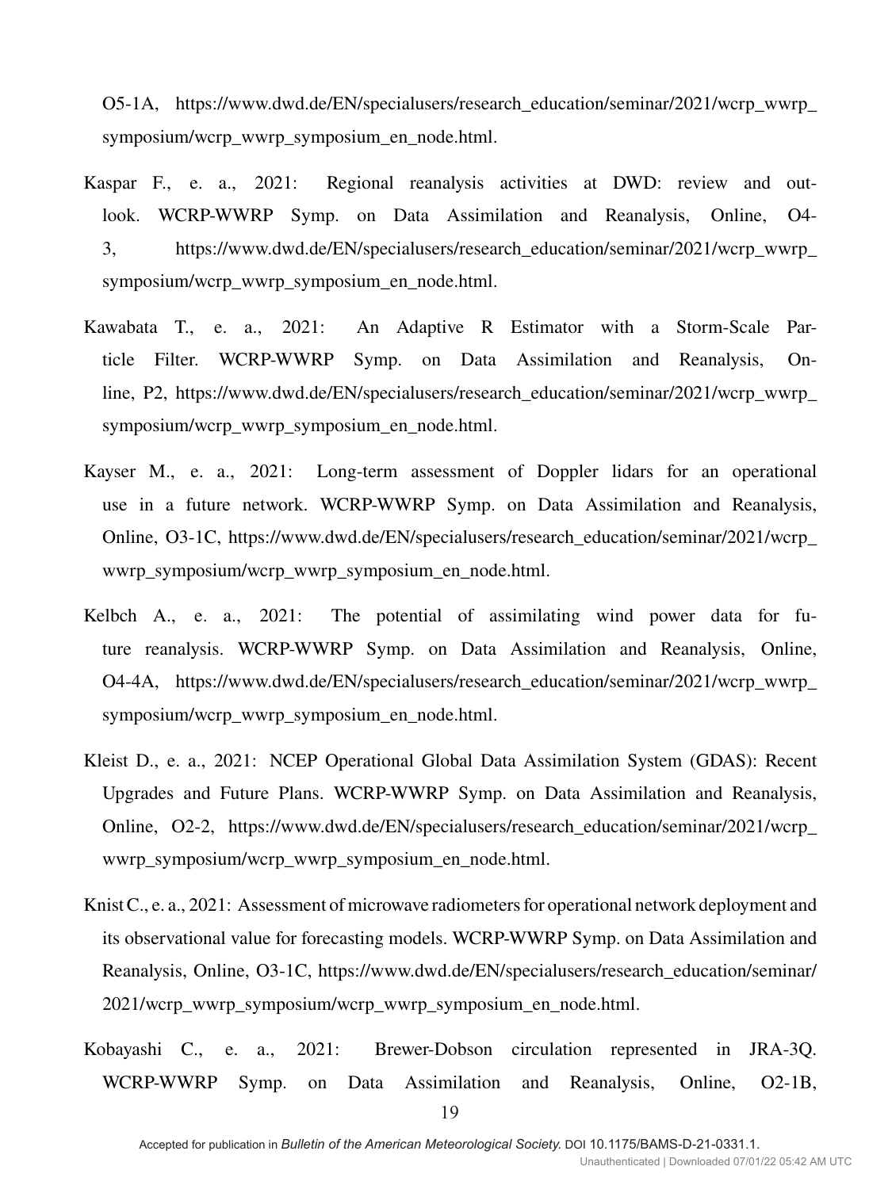O5-1A, https://www.dwd.de/EN/specialusers/research_education/seminar/2021/wcrp_wwrp_symposium/wcrp_wwrp_symposium_en_node.html.

Kaspar F., e. a., 2021: Regional reanalysis activities at DWD: review and outlook. WCRP-WWRP Symp. on Data Assimilation and Reanalysis, Online, O4-3, https://www.dwd.de/EN/specialusers/research_education/seminar/2021/wcrp_wwrp_symposium/wcrp_wwrp_symposium_en_node.html.

Kawabata T., e. a., 2021: An Adaptive R Estimator with a Storm-Scale Particle Filter. WCRP-WWRP Symp. on Data Assimilation and Reanalysis, Online, P2, https://www.dwd.de/EN/specialusers/research_education/seminar/2021/wcrp_wwrp_symposium/wcrp_wwrp_symposium_en_node.html.

Kayser M., e. a., 2021: Long-term assessment of Doppler lidars for an operational use in a future network. WCRP-WWRP Symp. on Data Assimilation and Reanalysis, Online, O3-1C, https://www.dwd.de/EN/specialusers/research_education/seminar/2021/wcrp_wwrp_symposium/wcrp_wwrp_symposium_en_node.html.

Kelbch A., e. a., 2021: The potential of assimilating wind power data for future reanalysis. WCRP-WWRP Symp. on Data Assimilation and Reanalysis, Online, O4-4A, https://www.dwd.de/EN/specialusers/research_education/seminar/2021/wcrp_wwrp_symposium/wcrp_wwrp_symposium_en_node.html.

Kleist D., e. a., 2021: NCEP Operational Global Data Assimilation System (GDAS): Recent Upgrades and Future Plans. WCRP-WWRP Symp. on Data Assimilation and Reanalysis, Online, O2-2, https://www.dwd.de/EN/specialusers/research_education/seminar/2021/wcrp_wwrp_symposium/wcrp_wwrp_symposium_en_node.html.

Knist C., e. a., 2021: Assessment of microwave radiometers for operational network deployment and its observational value for forecasting models. WCRP-WWRP Symp. on Data Assimilation and Reanalysis, Online, O3-1C, https://www.dwd.de/EN/specialusers/research_education/seminar/2021/wcrp_wwrp_symposium/wcrp_wwrp_symposium_en_node.html.

Kobayashi C., e. a., 2021: Brewer-Dobson circulation represented in JRA-3Q. WCRP-WWRP Symp. on Data Assimilation and Reanalysis, Online, O2-1B,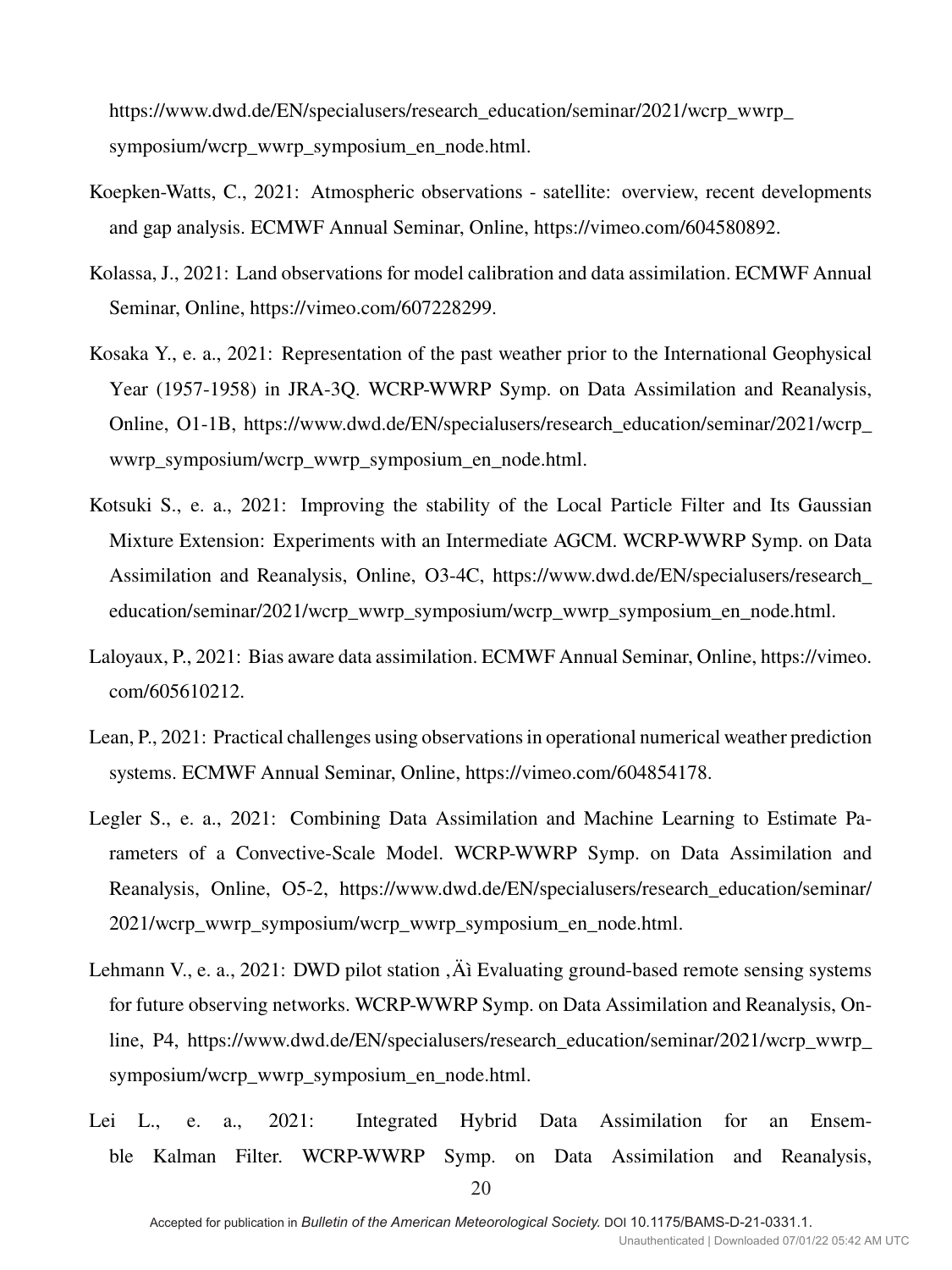https://www.dwd.de/EN/specialusers/research_education/seminar/2021/wcrp_wwrp_symposium/wcrp_wwrp_symposium_en_node.html.

Koepken-Watts, C., 2021: Atmospheric observations - satellite: overview, recent developments and gap analysis. ECMWF Annual Seminar, Online, https://vimeo.com/604580892.

Kolassa, J., 2021: Land observations for model calibration and data assimilation. ECMWF Annual Seminar, Online, https://vimeo.com/607228299.

Kosaka Y., e. a., 2021: Representation of the past weather prior to the International Geophysical Year (1957-1958) in JRA-3Q. WCRP-WWRP Symp. on Data Assimilation and Reanalysis, Online, O1-1B, https://www.dwd.de/EN/specialusers/research_education/seminar/2021/wcrp_wwrp_symposium/wcrp_wwrp_symposium_en_node.html.

Kotsuki S., e. a., 2021: Improving the stability of the Local Particle Filter and Its Gaussian Mixture Extension: Experiments with an Intermediate AGCM. WCRP-WWRP Symp. on Data Assimilation and Reanalysis, Online, O3-4C, https://www.dwd.de/EN/specialusers/research_education/seminar/2021/wcrp_wwrp_symposium/wcrp_wwrp_symposium_en_node.html.

Laloyaux, P., 2021: Bias aware data assimilation. ECMWF Annual Seminar, Online, https://vimeo.com/605610212.

Lean, P., 2021: Practical challenges using observations in operational numerical weather prediction systems. ECMWF Annual Seminar, Online, https://vimeo.com/604854178.

Legler S., e. a., 2021: Combining Data Assimilation and Machine Learning to Estimate Parameters of a Convective-Scale Model. WCRP-WWRP Symp. on Data Assimilation and Reanalysis, Online, O5-2, https://www.dwd.de/EN/specialusers/research_education/seminar/2021/wcrp_wwrp_symposium/wcrp_wwrp_symposium_en_node.html.

Lehmann V., e. a., 2021: DWD pilot station ‚Äì Evaluating ground-based remote sensing systems for future observing networks. WCRP-WWRP Symp. on Data Assimilation and Reanalysis, Online, P4, https://www.dwd.de/EN/specialusers/research_education/seminar/2021/wcrp_wwrp_symposium/wcrp_wwrp_symposium_en_node.html.

Lei L., e. a., 2021: Integrated Hybrid Data Assimilation for an Ensemble Kalman Filter. WCRP-WWRP Symp. on Data Assimilation and Reanalysis,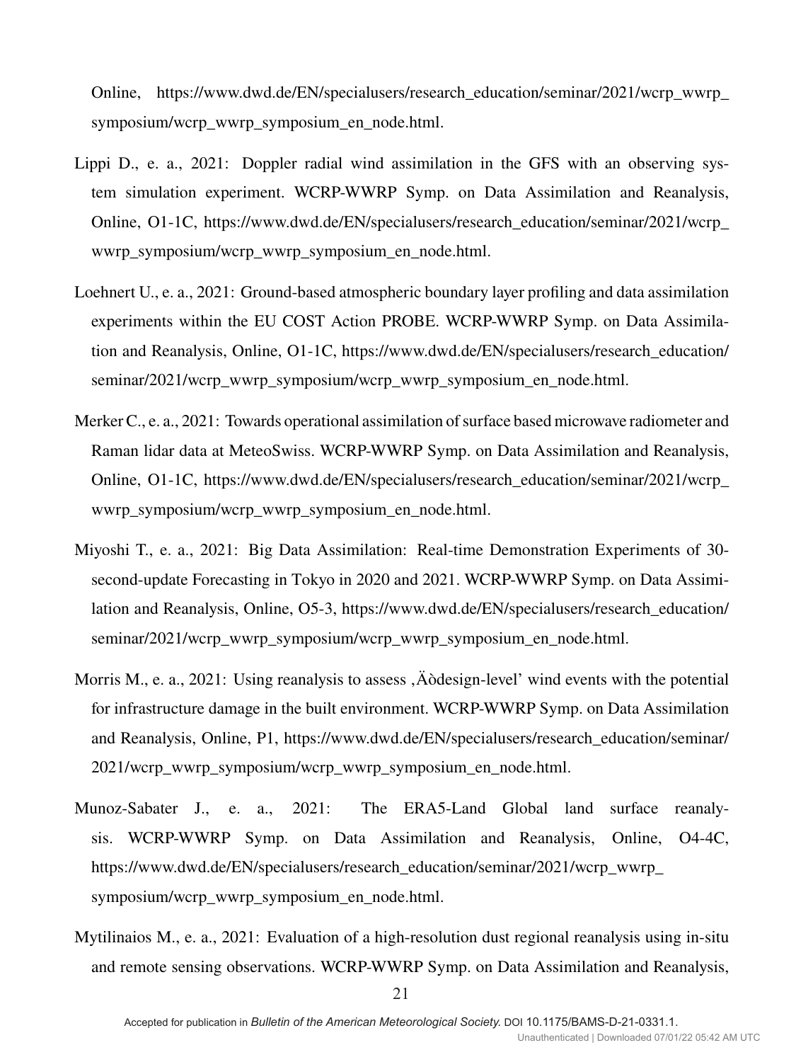Online, https://www.dwd.de/EN/specialusers/research_education/seminar/2021/wcrp_wwrp_symposium/wcrp_wwrp_symposium_en_node.html.

Lippi D., e. a., 2021: Doppler radial wind assimilation in the GFS with an observing system simulation experiment. WCRP-WWRP Symp. on Data Assimilation and Reanalysis, Online, O1-1C, https://www.dwd.de/EN/specialusers/research_education/seminar/2021/wcrp_wwrp_symposium/wcrp_wwrp_symposium_en_node.html.

Loehnert U., e. a., 2021: Ground-based atmospheric boundary layer profiling and data assimilation experiments within the EU COST Action PROBE. WCRP-WWRP Symp. on Data Assimilation and Reanalysis, Online, O1-1C, https://www.dwd.de/EN/specialusers/research_education/seminar/2021/wcrp_wwrp_symposium/wcrp_wwrp_symposium_en_node.html.

Merker C., e. a., 2021: Towards operational assimilation of surface based microwave radiometer and Raman lidar data at MeteoSwiss. WCRP-WWRP Symp. on Data Assimilation and Reanalysis, Online, O1-1C, https://www.dwd.de/EN/specialusers/research_education/seminar/2021/wcrp_wwrp_symposium/wcrp_wwrp_symposium_en_node.html.

Miyoshi T., e. a., 2021: Big Data Assimilation: Real-time Demonstration Experiments of 30-second-update Forecasting in Tokyo in 2020 and 2021. WCRP-WWRP Symp. on Data Assimilation and Reanalysis, Online, O5-3, https://www.dwd.de/EN/specialusers/research_education/seminar/2021/wcrp_wwrp_symposium/wcrp_wwrp_symposium_en_node.html.

Morris M., e. a., 2021: Using reanalysis to assess ‚Äòdesign-level’ wind events with the potential for infrastructure damage in the built environment. WCRP-WWRP Symp. on Data Assimilation and Reanalysis, Online, P1, https://www.dwd.de/EN/specialusers/research_education/seminar/2021/wcrp_wwrp_symposium/wcrp_wwrp_symposium_en_node.html.

Munoz-Sabater J., e. a., 2021: The ERA5-Land Global land surface reanalysis. WCRP-WWRP Symp. on Data Assimilation and Reanalysis, Online, O4-4C, https://www.dwd.de/EN/specialusers/research_education/seminar/2021/wcrp_wwrp_symposium/wcrp_wwrp_symposium_en_node.html.

Mytilinaios M., e. a., 2021: Evaluation of a high-resolution dust regional reanalysis using in-situ and remote sensing observations. WCRP-WWRP Symp. on Data Assimilation and Reanalysis,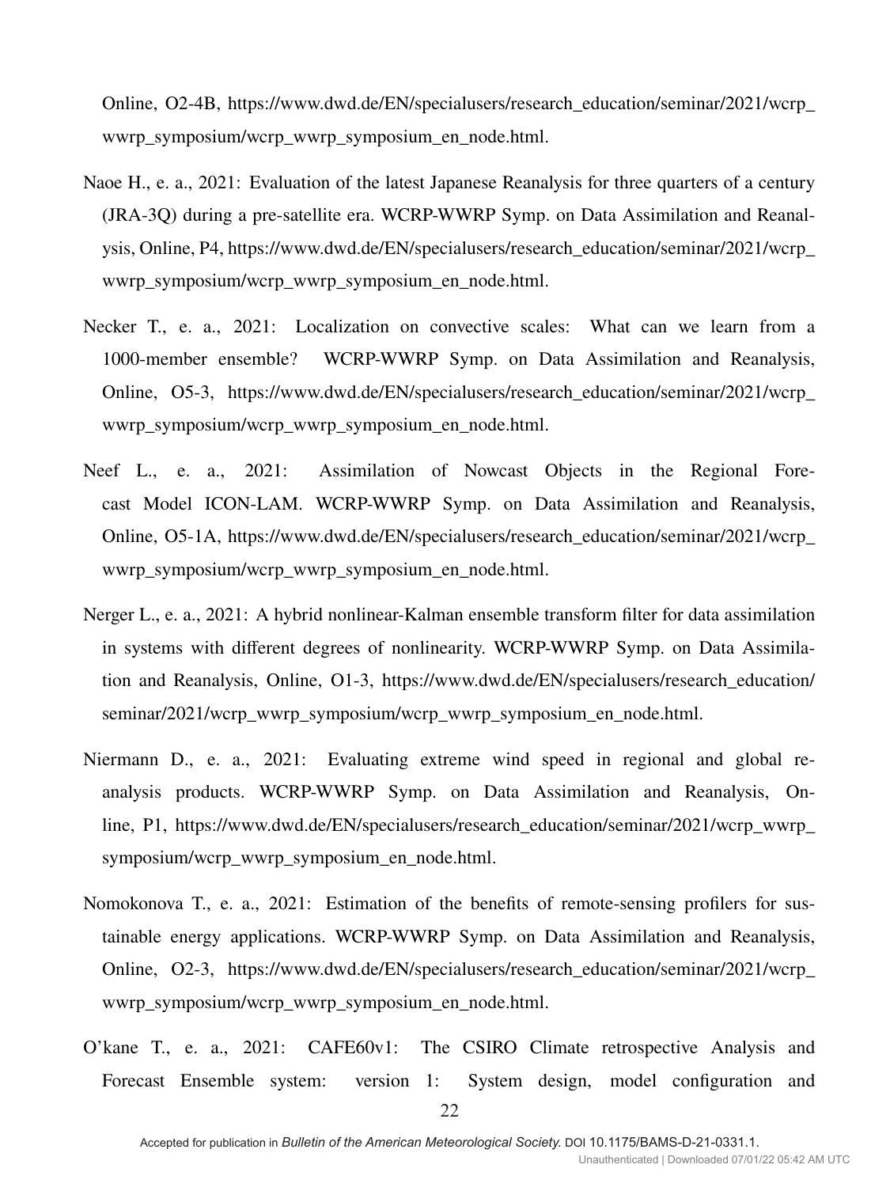Online, O2-4B, https://www.dwd.de/EN/specialusers/research_education/seminar/2021/wcrp_wwrp_symposium/wcrp_wwrp_symposium_en_node.html.

Naoe H., e. a., 2021: Evaluation of the latest Japanese Reanalysis for three quarters of a century (JRA-3Q) during a pre-satellite era. WCRP-WWRP Symp. on Data Assimilation and Reanalysis, Online, P4, https://www.dwd.de/EN/specialusers/research_education/seminar/2021/wcrp_wwrp_symposium/wcrp_wwrp_symposium_en_node.html.

Necker T., e. a., 2021: Localization on convective scales: What can we learn from a 1000-member ensemble? WCRP-WWRP Symp. on Data Assimilation and Reanalysis, Online, O5-3, https://www.dwd.de/EN/specialusers/research_education/seminar/2021/wcrp_wwrp_symposium/wcrp_wwrp_symposium_en_node.html.

Neef L., e. a., 2021: Assimilation of Nowcast Objects in the Regional Forecast Model ICON-LAM. WCRP-WWRP Symp. on Data Assimilation and Reanalysis, Online, O5-1A, https://www.dwd.de/EN/specialusers/research_education/seminar/2021/wcrp_wwrp_symposium/wcrp_wwrp_symposium_en_node.html.

Nerger L., e. a., 2021: A hybrid nonlinear-Kalman ensemble transform filter for data assimilation in systems with different degrees of nonlinearity. WCRP-WWRP Symp. on Data Assimilation and Reanalysis, Online, O1-3, https://www.dwd.de/EN/specialusers/research_education/seminar/2021/wcrp_wwrp_symposium/wcrp_wwrp_symposium_en_node.html.

Niermann D., e. a., 2021: Evaluating extreme wind speed in regional and global reanalysis products. WCRP-WWRP Symp. on Data Assimilation and Reanalysis, Online, P1, https://www.dwd.de/EN/specialusers/research_education/seminar/2021/wcrp_wwrp_symposium/wcrp_wwrp_symposium_en_node.html.

Nomokonova T., e. a., 2021: Estimation of the benefits of remote-sensing profilers for sustainable energy applications. WCRP-WWRP Symp. on Data Assimilation and Reanalysis, Online, O2-3, https://www.dwd.de/EN/specialusers/research_education/seminar/2021/wcrp_wwrp_symposium/wcrp_wwrp_symposium_en_node.html.

O'kane T., e. a., 2021: CAFE60v1: The CSIRO Climate retrospective Analysis and Forecast Ensemble system: version 1: System design, model configuration and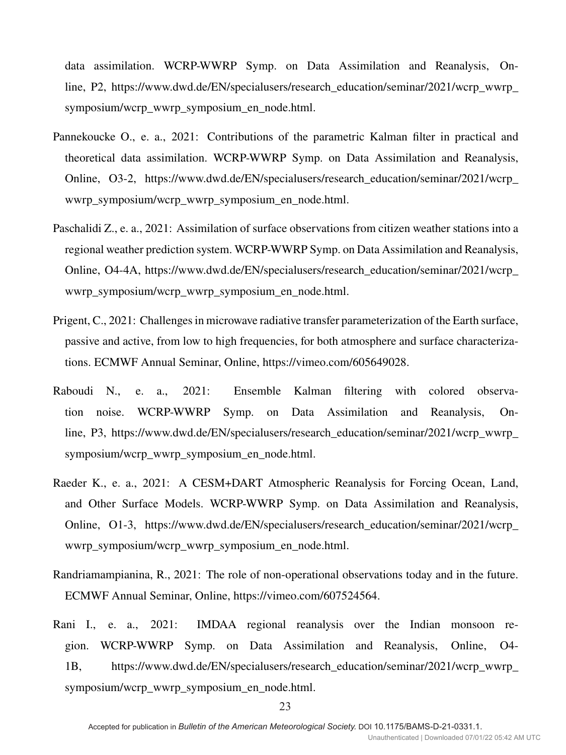data assimilation. WCRP-WWRP Symp. on Data Assimilation and Reanalysis, Online, P2, https://www.dwd.de/EN/specialusers/research_education/seminar/2021/wcrp_wwrp_symposium/wcrp_wwrp_symposium_en_node.html.

Pannekoucke O., e. a., 2021: Contributions of the parametric Kalman filter in practical and theoretical data assimilation. WCRP-WWRP Symp. on Data Assimilation and Reanalysis, Online, O3-2, https://www.dwd.de/EN/specialusers/research_education/seminar/2021/wcrp_wwrp_symposium/wcrp_wwrp_symposium_en_node.html.

Paschalidi Z., e. a., 2021: Assimilation of surface observations from citizen weather stations into a regional weather prediction system. WCRP-WWRP Symp. on Data Assimilation and Reanalysis, Online, O4-4A, https://www.dwd.de/EN/specialusers/research_education/seminar/2021/wcrp_wwrp_symposium/wcrp_wwrp_symposium_en_node.html.

Prigent, C., 2021: Challenges in microwave radiative transfer parameterization of the Earth surface, passive and active, from low to high frequencies, for both atmosphere and surface characterizations. ECMWF Annual Seminar, Online, https://vimeo.com/605649028.

Raboudi N., e. a., 2021: Ensemble Kalman filtering with colored observation noise. WCRP-WWRP Symp. on Data Assimilation and Reanalysis, Online, P3, https://www.dwd.de/EN/specialusers/research_education/seminar/2021/wcrp_wwrp_symposium/wcrp_wwrp_symposium_en_node.html.

Raeder K., e. a., 2021: A CESM+DART Atmospheric Reanalysis for Forcing Ocean, Land, and Other Surface Models. WCRP-WWRP Symp. on Data Assimilation and Reanalysis, Online, O1-3, https://www.dwd.de/EN/specialusers/research_education/seminar/2021/wcrp_wwrp_symposium/wcrp_wwrp_symposium_en_node.html.

Randriamampianina, R., 2021: The role of non-operational observations today and in the future. ECMWF Annual Seminar, Online, https://vimeo.com/607524564.

Rani I., e. a., 2021: IMDAA regional reanalysis over the Indian monsoon region. WCRP-WWRP Symp. on Data Assimilation and Reanalysis, Online, O4-1B, https://www.dwd.de/EN/specialusers/research_education/seminar/2021/wcrp_wwrp_symposium/wcrp_wwrp_symposium_en_node.html.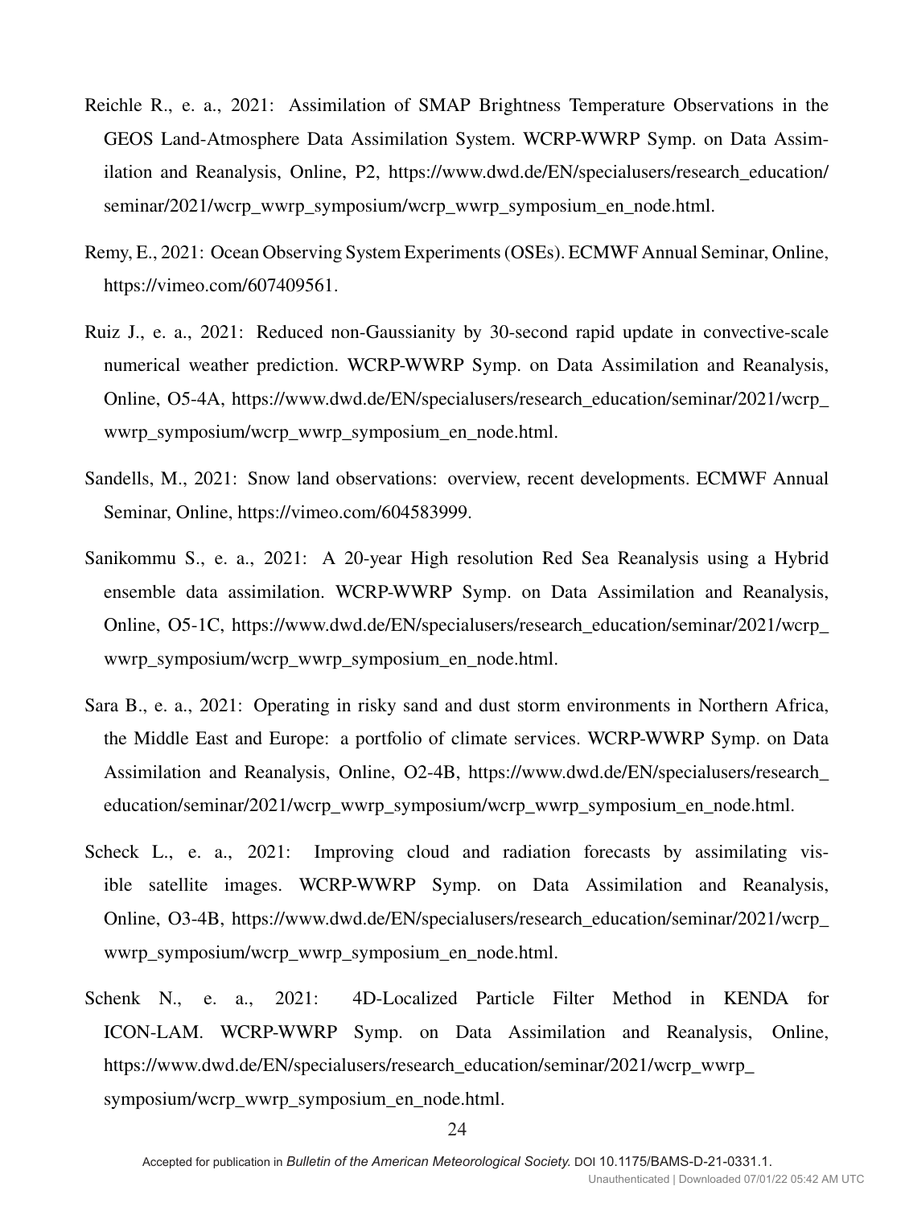Reichle R., e. a., 2021: Assimilation of SMAP Brightness Temperature Observations in the GEOS Land-Atmosphere Data Assimilation System. WCRP-WWRP Symp. on Data Assimilation and Reanalysis, Online, P2, https://www.dwd.de/EN/specialusers/research_education/seminar/2021/wcrp_wwrp_symposium/wcrp_wwrp_symposium_en_node.html.

Remy, E., 2021: Ocean Observing System Experiments (OSEs). ECMWF Annual Seminar, Online, https://vimeo.com/607409561.

Ruiz J., e. a., 2021: Reduced non-Gaussianity by 30-second rapid update in convective-scale numerical weather prediction. WCRP-WWRP Symp. on Data Assimilation and Reanalysis, Online, O5-4A, https://www.dwd.de/EN/specialusers/research_education/seminar/2021/wcrp_wwrp_symposium/wcrp_wwrp_symposium_en_node.html.

Sandells, M., 2021: Snow land observations: overview, recent developments. ECMWF Annual Seminar, Online, https://vimeo.com/604583999.

Sanikommu S., e. a., 2021: A 20-year High resolution Red Sea Reanalysis using a Hybrid ensemble data assimilation. WCRP-WWRP Symp. on Data Assimilation and Reanalysis, Online, O5-1C, https://www.dwd.de/EN/specialusers/research_education/seminar/2021/wcrp_wwrp_symposium/wcrp_wwrp_symposium_en_node.html.

Sara B., e. a., 2021: Operating in risky sand and dust storm environments in Northern Africa, the Middle East and Europe: a portfolio of climate services. WCRP-WWRP Symp. on Data Assimilation and Reanalysis, Online, O2-4B, https://www.dwd.de/EN/specialusers/research_education/seminar/2021/wcrp_wwrp_symposium/wcrp_wwrp_symposium_en_node.html.

Scheck L., e. a., 2021: Improving cloud and radiation forecasts by assimilating visible satellite images. WCRP-WWRP Symp. on Data Assimilation and Reanalysis, Online, O3-4B, https://www.dwd.de/EN/specialusers/research_education/seminar/2021/wcrp_wwrp_symposium/wcrp_wwrp_symposium_en_node.html.

Schenk N., e. a., 2021: 4D-Localized Particle Filter Method in KENDA for ICON-LAM. WCRP-WWRP Symp. on Data Assimilation and Reanalysis, Online, https://www.dwd.de/EN/specialusers/research_education/seminar/2021/wcrp_wwrp_symposium/wcrp_wwrp_symposium_en_node.html.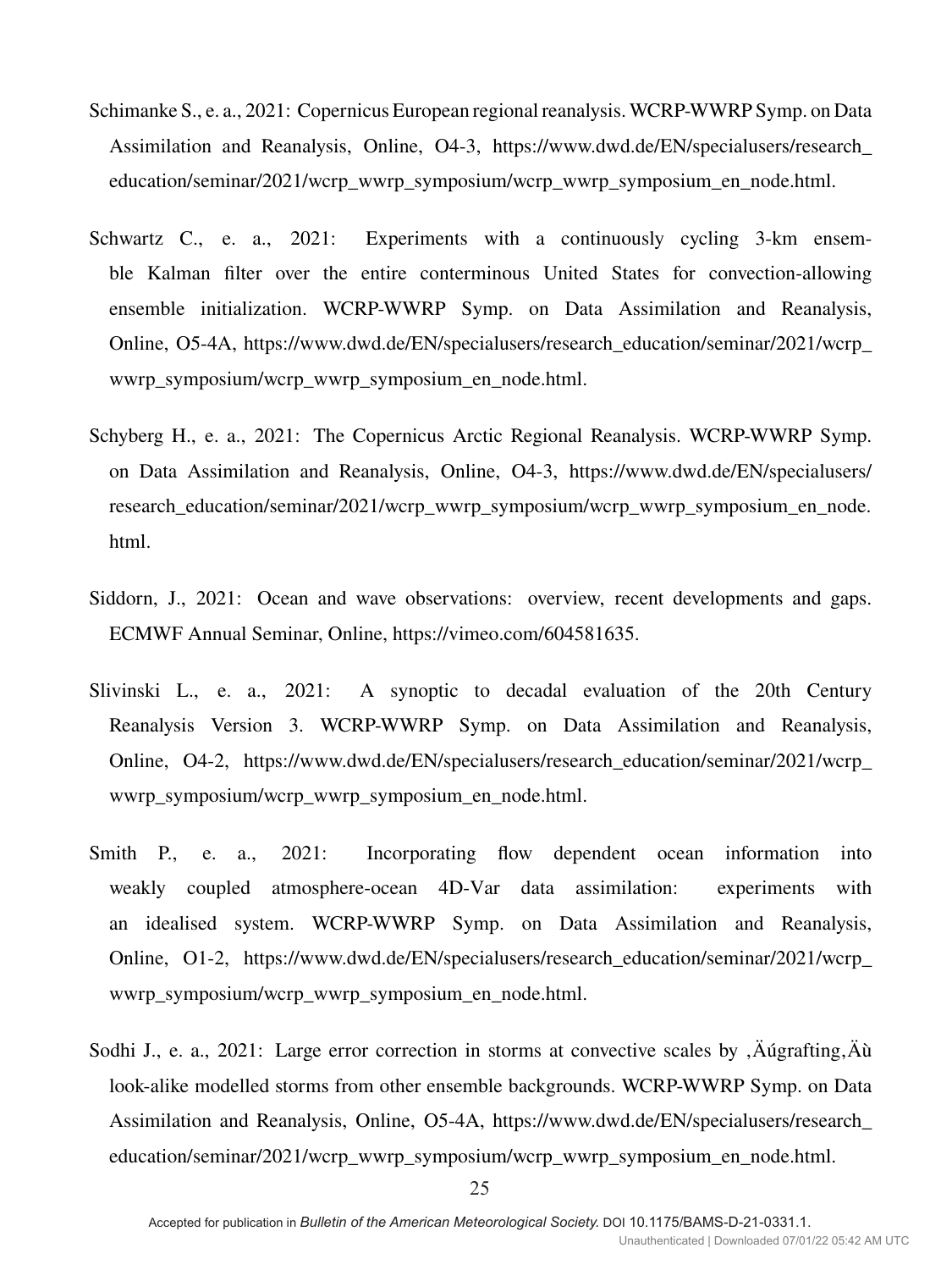Schimanke S., e. a., 2021: Copernicus European regional reanalysis. WCRP-WWRP Symp. on Data Assimilation and Reanalysis, Online, O4-3, https://www.dwd.de/EN/specialusers/research_education/seminar/2021/wcrp_wwrp_symposium/wcrp_wwrp_symposium_en_node.html.

Schwartz C., e. a., 2021: Experiments with a continuously cycling 3-km ensemble Kalman filter over the entire conterminous United States for convection-allowing ensemble initialization. WCRP-WWRP Symp. on Data Assimilation and Reanalysis, Online, O5-4A, https://www.dwd.de/EN/specialusers/research_education/seminar/2021/wcrp_wwrp_symposium/wcrp_wwrp_symposium_en_node.html.

Schyberg H., e. a., 2021: The Copernicus Arctic Regional Reanalysis. WCRP-WWRP Symp. on Data Assimilation and Reanalysis, Online, O4-3, https://www.dwd.de/EN/specialusers/research_education/seminar/2021/wcrp_wwrp_symposium/wcrp_wwrp_symposium_en_node.html.

Siddorn, J., 2021: Ocean and wave observations: overview, recent developments and gaps. ECMWF Annual Seminar, Online, https://vimeo.com/604581635.

Slivinski L., e. a., 2021: A synoptic to decadal evaluation of the 20th Century Reanalysis Version 3. WCRP-WWRP Symp. on Data Assimilation and Reanalysis, Online, O4-2, https://www.dwd.de/EN/specialusers/research_education/seminar/2021/wcrp_wwrp_symposium/wcrp_wwrp_symposium_en_node.html.

Smith P., e. a., 2021: Incorporating flow dependent ocean information into weakly coupled atmosphere-ocean 4D-Var data assimilation: experiments with an idealised system. WCRP-WWRP Symp. on Data Assimilation and Reanalysis, Online, O1-2, https://www.dwd.de/EN/specialusers/research_education/seminar/2021/wcrp_wwrp_symposium/wcrp_wwrp_symposium_en_node.html.

Sodhi J., e. a., 2021: Large error correction in storms at convective scales by ‚Äúgrafting‚Äù look-alike modelled storms from other ensemble backgrounds. WCRP-WWRP Symp. on Data Assimilation and Reanalysis, Online, O5-4A, https://www.dwd.de/EN/specialusers/research_education/seminar/2021/wcrp_wwrp_symposium/wcrp_wwrp_symposium_en_node.html.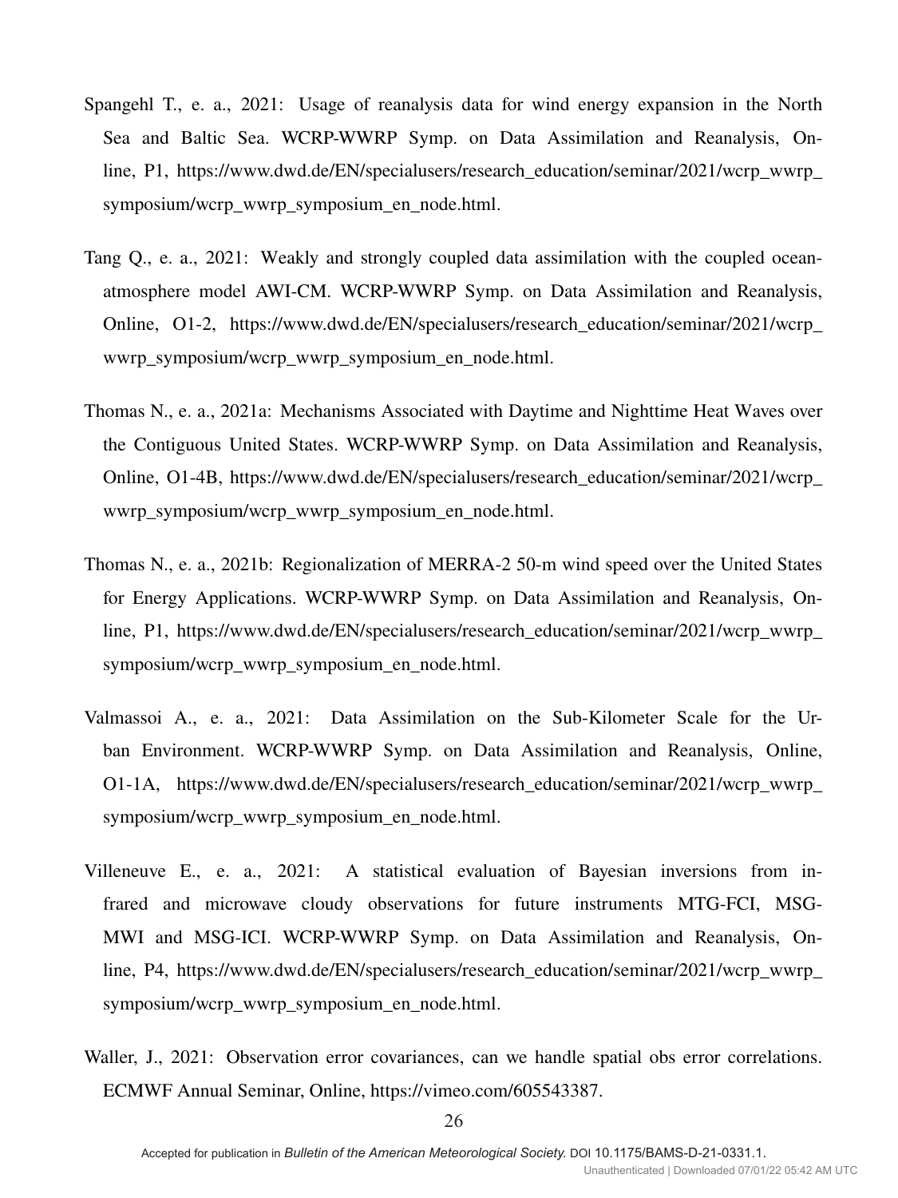Spangehl T., e. a., 2021: Usage of reanalysis data for wind energy expansion in the North Sea and Baltic Sea. WCRP-WWRP Symp. on Data Assimilation and Reanalysis, Online, P1, https://www.dwd.de/EN/specialusers/research_education/seminar/2021/wcrp_wwrp_symposium/wcrp_wwrp_symposium_en_node.html.

Tang Q., e. a., 2021: Weakly and strongly coupled data assimilation with the coupled ocean-atmosphere model AWI-CM. WCRP-WWRP Symp. on Data Assimilation and Reanalysis, Online, O1-2, https://www.dwd.de/EN/specialusers/research_education/seminar/2021/wcrp_wwrp_symposium/wcrp_wwrp_symposium_en_node.html.

Thomas N., e. a., 2021a: Mechanisms Associated with Daytime and Nighttime Heat Waves over the Contiguous United States. WCRP-WWRP Symp. on Data Assimilation and Reanalysis, Online, O1-4B, https://www.dwd.de/EN/specialusers/research_education/seminar/2021/wcrp_wwrp_symposium/wcrp_wwrp_symposium_en_node.html.

Thomas N., e. a., 2021b: Regionalization of MERRA-2 50-m wind speed over the United States for Energy Applications. WCRP-WWRP Symp. on Data Assimilation and Reanalysis, Online, P1, https://www.dwd.de/EN/specialusers/research_education/seminar/2021/wcrp_wwrp_symposium/wcrp_wwrp_symposium_en_node.html.

Valmassoi A., e. a., 2021: Data Assimilation on the Sub-Kilometer Scale for the Urban Environment. WCRP-WWRP Symp. on Data Assimilation and Reanalysis, Online, O1-1A, https://www.dwd.de/EN/specialusers/research_education/seminar/2021/wcrp_wwrp_symposium/wcrp_wwrp_symposium_en_node.html.

Villeneuve E., e. a., 2021: A statistical evaluation of Bayesian inversions from infrared and microwave cloudy observations for future instruments MTG-FCI, MSG-MWI and MSG-ICI. WCRP-WWRP Symp. on Data Assimilation and Reanalysis, Online, P4, https://www.dwd.de/EN/specialusers/research_education/seminar/2021/wcrp_wwrp_symposium/wcrp_wwrp_symposium_en_node.html.

Waller, J., 2021: Observation error covariances, can we handle spatial obs error correlations. ECMWF Annual Seminar, Online, https://vimeo.com/605543387.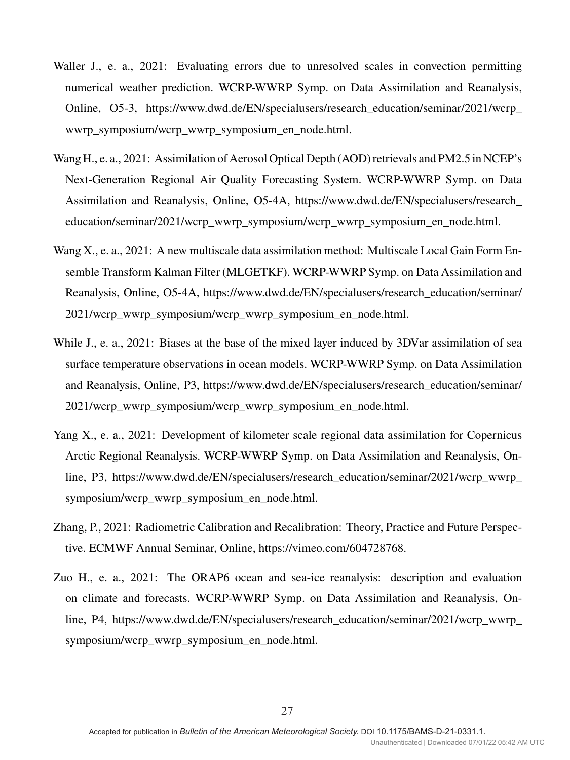Waller J., e. a., 2021: Evaluating errors due to unresolved scales in convection permitting numerical weather prediction. WCRP-WWRP Symp. on Data Assimilation and Reanalysis, Online, O5-3, https://www.dwd.de/EN/specialusers/research_education/seminar/2021/wcrp_wwrp_symposium/wcrp_wwrp_symposium_en_node.html.

Wang H., e. a., 2021: Assimilation of Aerosol Optical Depth (AOD) retrievals and PM2.5 in NCEP's Next-Generation Regional Air Quality Forecasting System. WCRP-WWRP Symp. on Data Assimilation and Reanalysis, Online, O5-4A, https://www.dwd.de/EN/specialusers/research_education/seminar/2021/wcrp_wwrp_symposium/wcrp_wwrp_symposium_en_node.html.

Wang X., e. a., 2021: A new multiscale data assimilation method: Multiscale Local Gain Form Ensemble Transform Kalman Filter (MLGETKF). WCRP-WWRP Symp. on Data Assimilation and Reanalysis, Online, O5-4A, https://www.dwd.de/EN/specialusers/research_education/seminar/2021/wcrp_wwrp_symposium/wcrp_wwrp_symposium_en_node.html.

While J., e. a., 2021: Biases at the base of the mixed layer induced by 3DVar assimilation of sea surface temperature observations in ocean models. WCRP-WWRP Symp. on Data Assimilation and Reanalysis, Online, P3, https://www.dwd.de/EN/specialusers/research_education/seminar/2021/wcrp_wwrp_symposium/wcrp_wwrp_symposium_en_node.html.

Yang X., e. a., 2021: Development of kilometer scale regional data assimilation for Copernicus Arctic Regional Reanalysis. WCRP-WWRP Symp. on Data Assimilation and Reanalysis, Online, P3, https://www.dwd.de/EN/specialusers/research_education/seminar/2021/wcrp_wwrp_symposium/wcrp_wwrp_symposium_en_node.html.

Zhang, P., 2021: Radiometric Calibration and Recalibration: Theory, Practice and Future Perspective. ECMWF Annual Seminar, Online, https://vimeo.com/604728768.

Zuo H., e. a., 2021: The ORAP6 ocean and sea-ice reanalysis: description and evaluation on climate and forecasts. WCRP-WWRP Symp. on Data Assimilation and Reanalysis, Online, P4, https://www.dwd.de/EN/specialusers/research_education/seminar/2021/wcrp_wwrp_symposium/wcrp_wwrp_symposium_en_node.html.